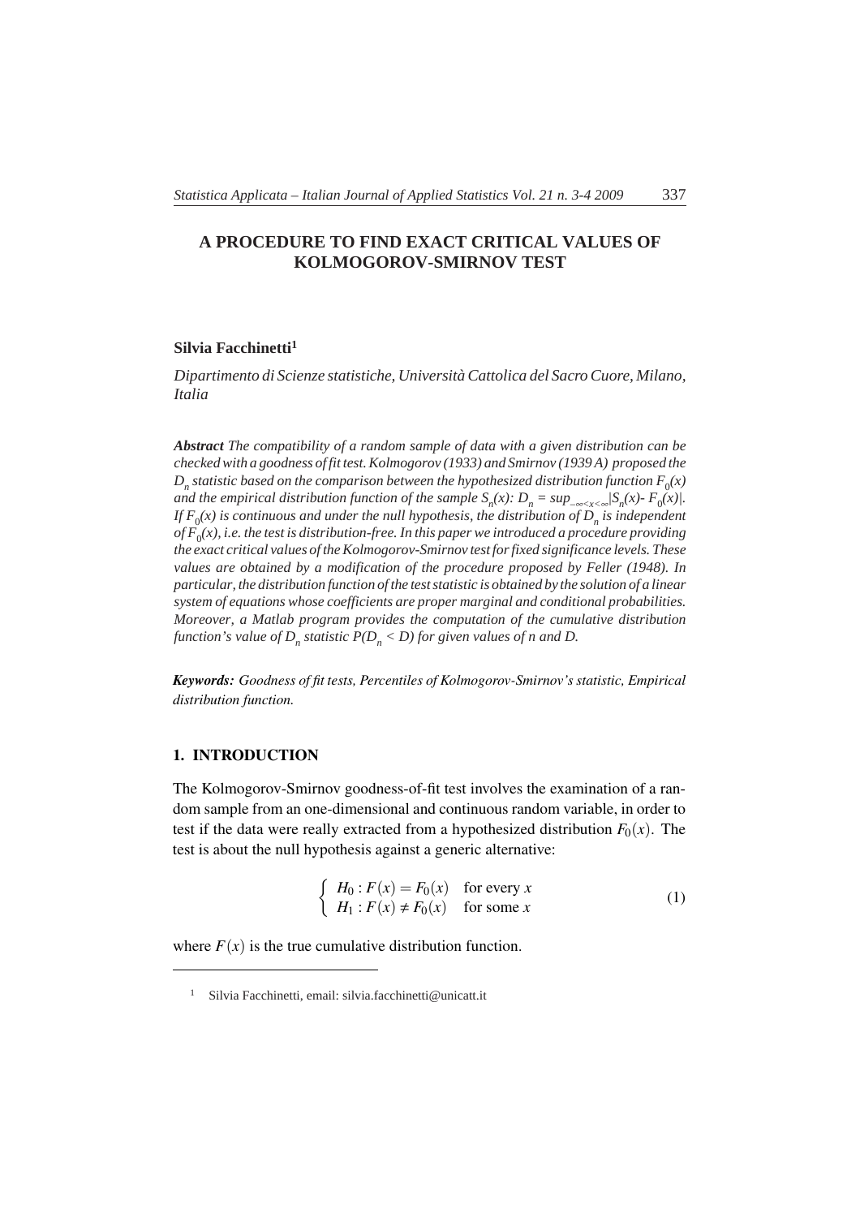# A PROCEDURE TO FIND EXACT CRITICAL VALUES OF KOLMOGOROV-SMIRNOV TEST

**Silvia Facchinetti**[1]

*Dipartimento di Scienze statistiche, Università Cattolica del Sacro Cuore, Milano, Italia*

***Abstract*** *The compatibility of a random sample of data with a given distribution can be checked with a goodness of fit test. Kolmogorov (1933) and Smirnov (1939 A) proposed the $D_n$ statistic based on the comparison between the hypothesized distribution function $F_0(x)$ and the empirical distribution function of the sample $S_n(x)$: $D_n = sup_{-\infty<x<\infty}|S_n(x)- F_0(x)|$. If $F_0(x)$ is continuous and under the null hypothesis, the distribution of $D_n$ is independent of $F_0(x)$, i.e. the test is distribution-free. In this paper we introduced a procedure providing the exact critical values of the Kolmogorov-Smirnov test for fixed significance levels. These values are obtained by a modification of the procedure proposed by Feller (1948). In particular, the distribution function of the test statistic is obtained by the solution of a linear system of equations whose coefficients are proper marginal and conditional probabilities. Moreover, a Matlab program provides the computation of the cumulative distribution function's value of $D_n$ statistic $P(D_n < D)$ for given values of n and D.*

***Keywords:*** *Goodness of fit tests, Percentiles of Kolmogorov-Smirnov's statistic, Empirical distribution function.*

## 1. INTRODUCTION

The Kolmogorov-Smirnov goodness-of-fit test involves the examination of a random sample from an one-dimensional and continuous random variable, in order to test if the data were really extracted from a hypothesized distribution $F_0(x)$. The test is about the null hypothesis against a generic alternative:

$$\begin{cases} H_0 : F(x) = F_0(x) & \text{for every } x \\ H_1 : F(x) \neq F_0(x) & \text{for some } x \end{cases} \tag{1}$$

where $F(x)$ is the true cumulative distribution function.

[1] Silvia Facchinetti, email: silvia.facchinetti@unicatt.it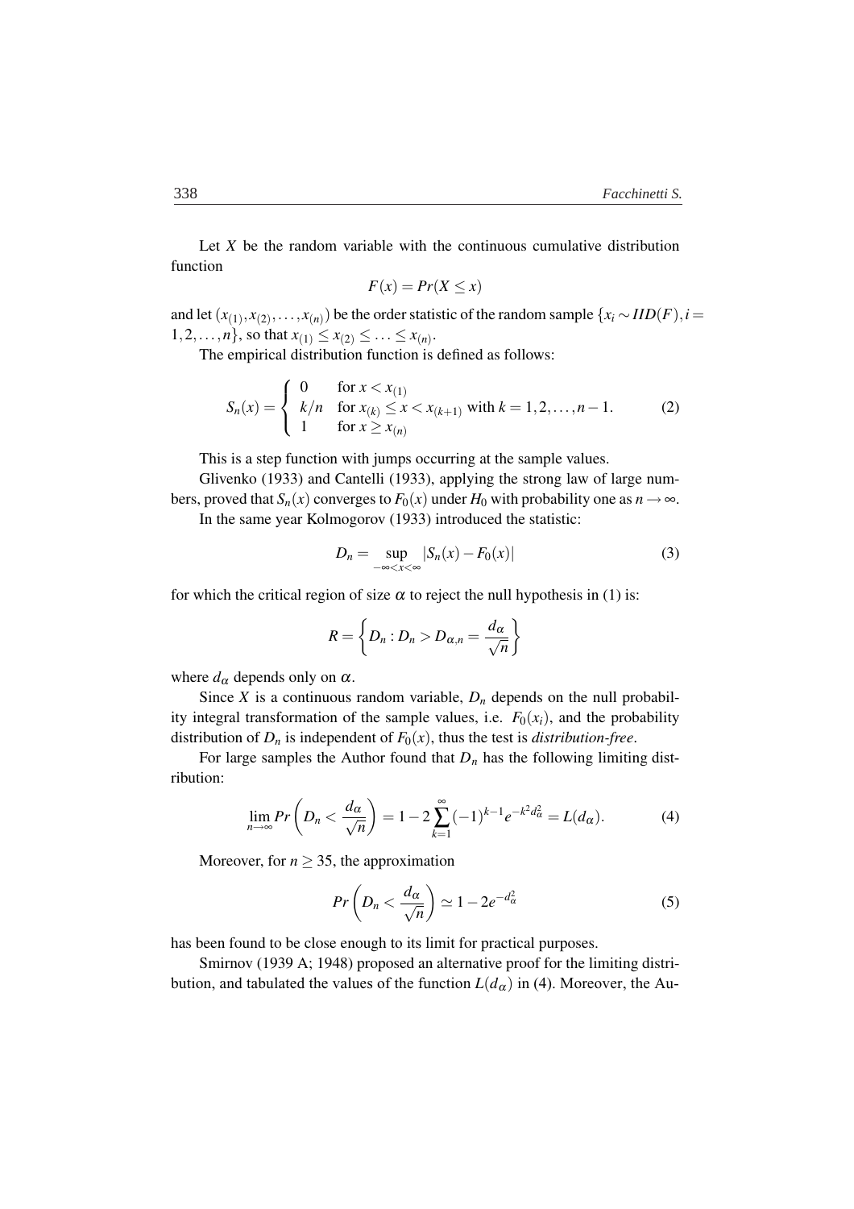Let $X$ be the random variable with the continuous cumulative distribution function

$$F(x) = Pr(X \leq x)$$

and let $(x_{(1)}, x_{(2)}, \ldots, x_{(n)})$ be the order statistic of the random sample $\{x_i \sim IID(F), i = 1, 2, \ldots, n\}$, so that $x_{(1)} \leq x_{(2)} \leq \ldots \leq x_{(n)}$.

The empirical distribution function is defined as follows:

$$S_n(x) = \begin{cases} 0 & \text{for } x < x_{(1)} \\ k/n & \text{for } x_{(k)} \leq x < x_{(k+1)} \text{ with } k = 1, 2, \ldots, n-1. \\ 1 & \text{for } x \geq x_{(n)} \end{cases} \tag{2}$$

This is a step function with jumps occurring at the sample values.

Glivenko (1933) and Cantelli (1933), applying the strong law of large numbers, proved that $S_n(x)$ converges to $F_0(x)$ under $H_0$ with probability one as $n \to \infty$.

In the same year Kolmogorov (1933) introduced the statistic:

$$D_n = \sup_{-\infty < x < \infty} |S_n(x) - F_0(x)| \tag{3}$$

for which the critical region of size $\alpha$ to reject the null hypothesis in (1) is:

$$R = \left\{ D_n : D_n > D_{\alpha,n} = \frac{d_\alpha}{\sqrt{n}} \right\}$$

where $d_\alpha$ depends only on $\alpha$.

Since $X$ is a continuous random variable, $D_n$ depends on the null probability integral transformation of the sample values, i.e. $F_0(x_i)$, and the probability distribution of $D_n$ is independent of $F_0(x)$, thus the test is *distribution-free*.

For large samples the Author found that $D_n$ has the following limiting distribution:

$$\lim_{n \to \infty} Pr\left(D_n < \frac{d_\alpha}{\sqrt{n}}\right) = 1 - 2\sum_{k=1}^{\infty} (-1)^{k-1} e^{-k^2 d_\alpha^2} = L(d_\alpha). \tag{4}$$

Moreover, for $n \geq 35$, the approximation

$$Pr\left(D_n < \frac{d_\alpha}{\sqrt{n}}\right) \simeq 1 - 2e^{-d_\alpha^2} \tag{5}$$

has been found to be close enough to its limit for practical purposes.

Smirnov (1939 A; 1948) proposed an alternative proof for the limiting distribution, and tabulated the values of the function $L(d_\alpha)$ in (4). Moreover, the Au-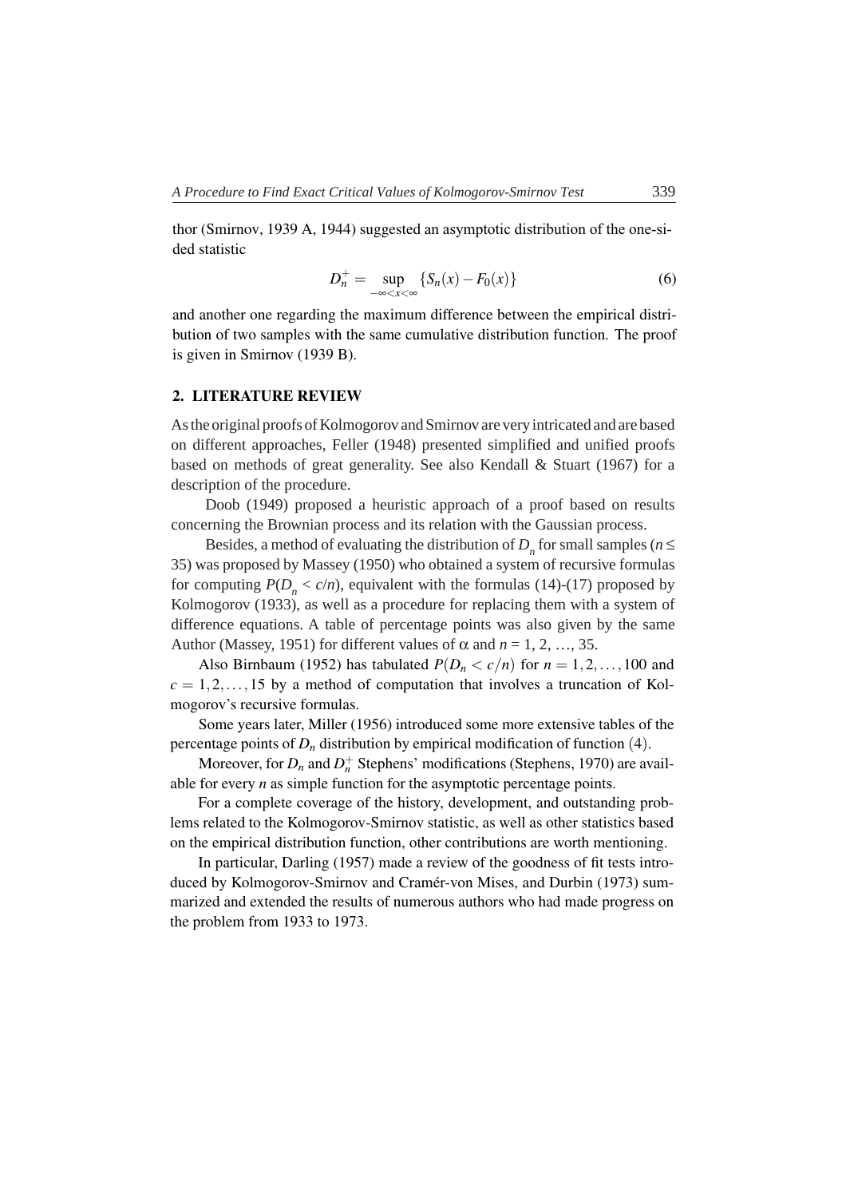thor (Smirnov, 1939 A, 1944) suggested an asymptotic distribution of the one-sided statistic

$$D_n^+ = \sup_{-\infty<x<\infty} \{S_n(x) - F_0(x)\} \tag{6}$$

and another one regarding the maximum difference between the empirical distribution of two samples with the same cumulative distribution function. The proof is given in Smirnov (1939 B).

## 2. LITERATURE REVIEW

As the original proofs of Kolmogorov and Smirnov are very intricated and are based on different approaches, Feller (1948) presented simplified and unified proofs based on methods of great generality. See also Kendall & Stuart (1967) for a description of the procedure.

Doob (1949) proposed a heuristic approach of a proof based on results concerning the Brownian process and its relation with the Gaussian process.

Besides, a method of evaluating the distribution of $D_n$ for small samples ($n \leq$ 35) was proposed by Massey (1950) who obtained a system of recursive formulas for computing $P(D_n < c/n)$, equivalent with the formulas (14)-(17) proposed by Kolmogorov (1933), as well as a procedure for replacing them with a system of difference equations. A table of percentage points was also given by the same Author (Massey, 1951) for different values of $\alpha$ and $n = 1, 2, \ldots, 35$.

Also Birnbaum (1952) has tabulated $P(D_n < c/n)$ for $n = 1, 2, \ldots, 100$ and $c = 1, 2, \ldots, 15$ by a method of computation that involves a truncation of Kolmogorov's recursive formulas.

Some years later, Miller (1956) introduced some more extensive tables of the percentage points of $D_n$ distribution by empirical modification of function $(4)$.

Moreover, for $D_n$ and $D_n^+$ Stephens' modifications (Stephens, 1970) are available for every $n$ as simple function for the asymptotic percentage points.

For a complete coverage of the history, development, and outstanding problems related to the Kolmogorov-Smirnov statistic, as well as other statistics based on the empirical distribution function, other contributions are worth mentioning.

In particular, Darling (1957) made a review of the goodness of fit tests introduced by Kolmogorov-Smirnov and Cramér-von Mises, and Durbin (1973) summarized and extended the results of numerous authors who had made progress on the problem from 1933 to 1973.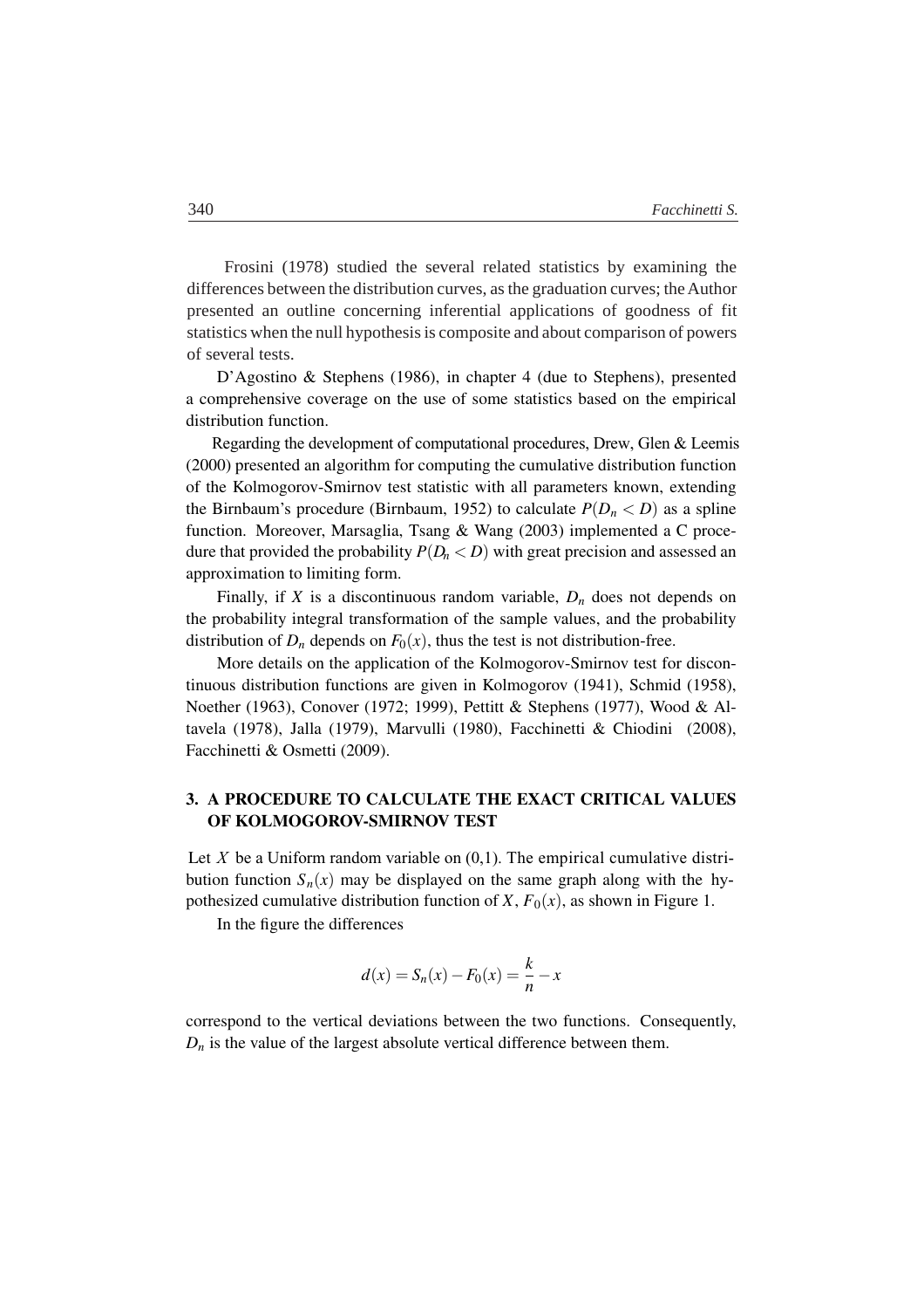Frosini (1978) studied the several related statistics by examining the differences between the distribution curves, as the graduation curves; the Author presented an outline concerning inferential applications of goodness of fit statistics when the null hypothesis is composite and about comparison of powers of several tests.

D'Agostino & Stephens (1986), in chapter 4 (due to Stephens), presented a comprehensive coverage on the use of some statistics based on the empirical distribution function.

Regarding the development of computational procedures, Drew, Glen & Leemis (2000) presented an algorithm for computing the cumulative distribution function of the Kolmogorov-Smirnov test statistic with all parameters known, extending the Birnbaum's procedure (Birnbaum, 1952) to calculate $P(D_n < D)$ as a spline function. Moreover, Marsaglia, Tsang & Wang (2003) implemented a C procedure that provided the probability $P(D_n < D)$ with great precision and assessed an approximation to limiting form.

Finally, if $X$ is a discontinuous random variable, $D_n$ does not depends on the probability integral transformation of the sample values, and the probability distribution of $D_n$ depends on $F_0(x)$, thus the test is not distribution-free.

More details on the application of the Kolmogorov-Smirnov test for discontinuous distribution functions are given in Kolmogorov (1941), Schmid (1958), Noether (1963), Conover (1972; 1999), Pettitt & Stephens (1977), Wood & Altavela (1978), Jalla (1979), Marvulli (1980), Facchinetti & Chiodini (2008), Facchinetti & Osmetti (2009).

## 3. A PROCEDURE TO CALCULATE THE EXACT CRITICAL VALUES OF KOLMOGOROV-SMIRNOV TEST

Let $X$ be a Uniform random variable on (0,1). The empirical cumulative distribution function $S_n(x)$ may be displayed on the same graph along with the hypothesized cumulative distribution function of $X$, $F_0(x)$, as shown in Figure 1.

In the figure the differences

$$d(x) = S_n(x) - F_0(x) = \frac{k}{n} - x$$

correspond to the vertical deviations between the two functions. Consequently, $D_n$ is the value of the largest absolute vertical difference between them.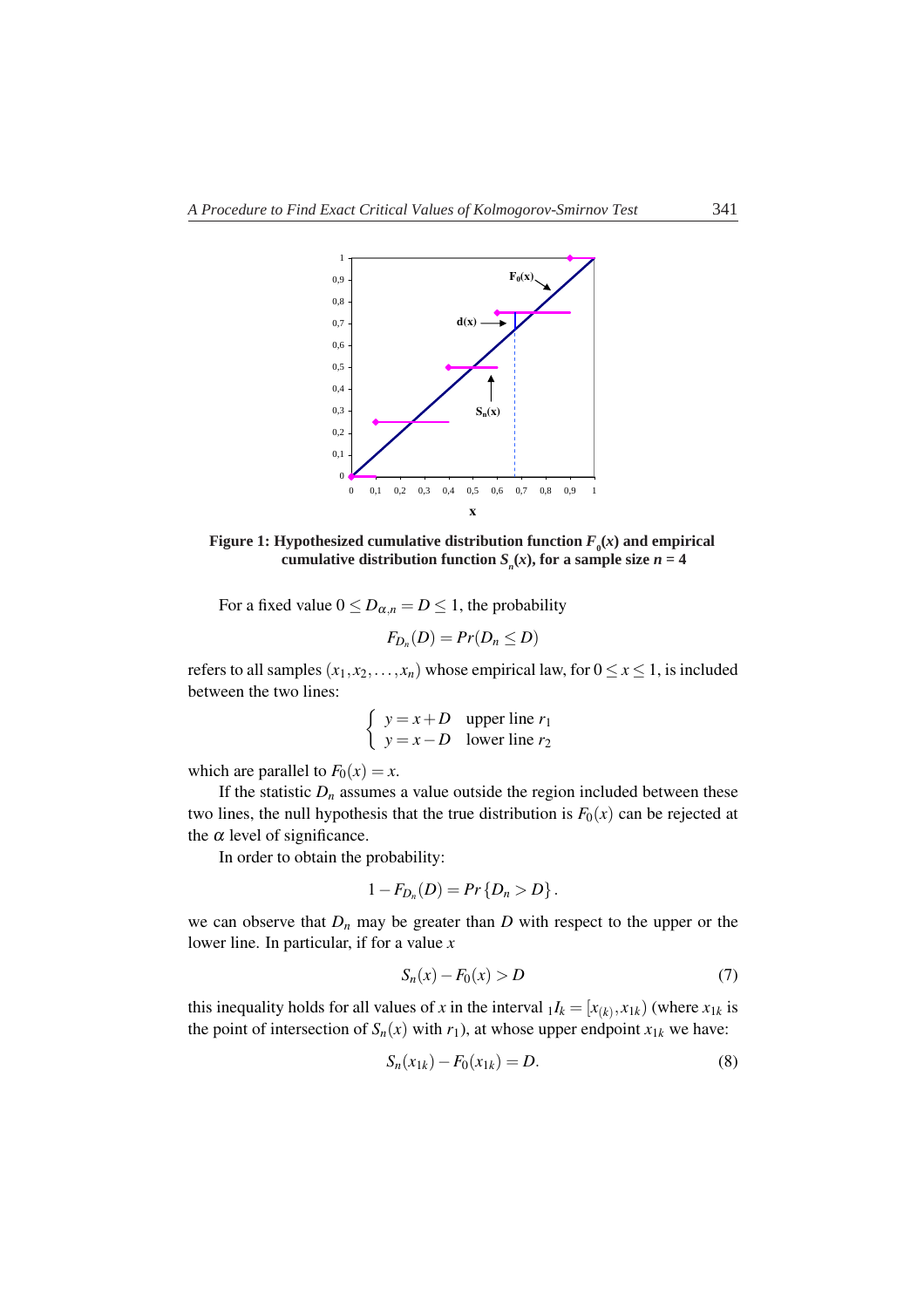**Figure 1: Hypothesized cumulative distribution function $F_0(x)$ and empirical cumulative distribution function $S_n(x)$, for a sample size $n = 4$**

For a fixed value $0 \leq D_{\alpha,n} = D \leq 1$, the probability

$$F_{D_n}(D) = Pr(D_n \leq D)$$

refers to all samples $(x_1, x_2, \ldots, x_n)$ whose empirical law, for $0 \leq x \leq 1$, is included between the two lines:

$$\begin{cases} y = x + D & \text{upper line } r_1 \\ y = x - D & \text{lower line } r_2 \end{cases}$$

which are parallel to $F_0(x) = x$.

If the statistic $D_n$ assumes a value outside the region included between these two lines, the null hypothesis that the true distribution is $F_0(x)$ can be rejected at the $\alpha$ level of significance.

In order to obtain the probability:

$$1 - F_{D_n}(D) = Pr\{D_n > D\}.$$

we can observe that $D_n$ may be greater than $D$ with respect to the upper or the lower line. In particular, if for a value $x$

$$S_n(x) - F_0(x) > D \tag{7}$$

this inequality holds for all values of $x$ in the interval ${}_1I_k = [x_{(k)}, x_{1k})$ (where $x_{1k}$ is the point of intersection of $S_n(x)$ with $r_1$), at whose upper endpoint $x_{1k}$ we have:

$$S_n(x_{1k}) - F_0(x_{1k}) = D. \tag{8}$$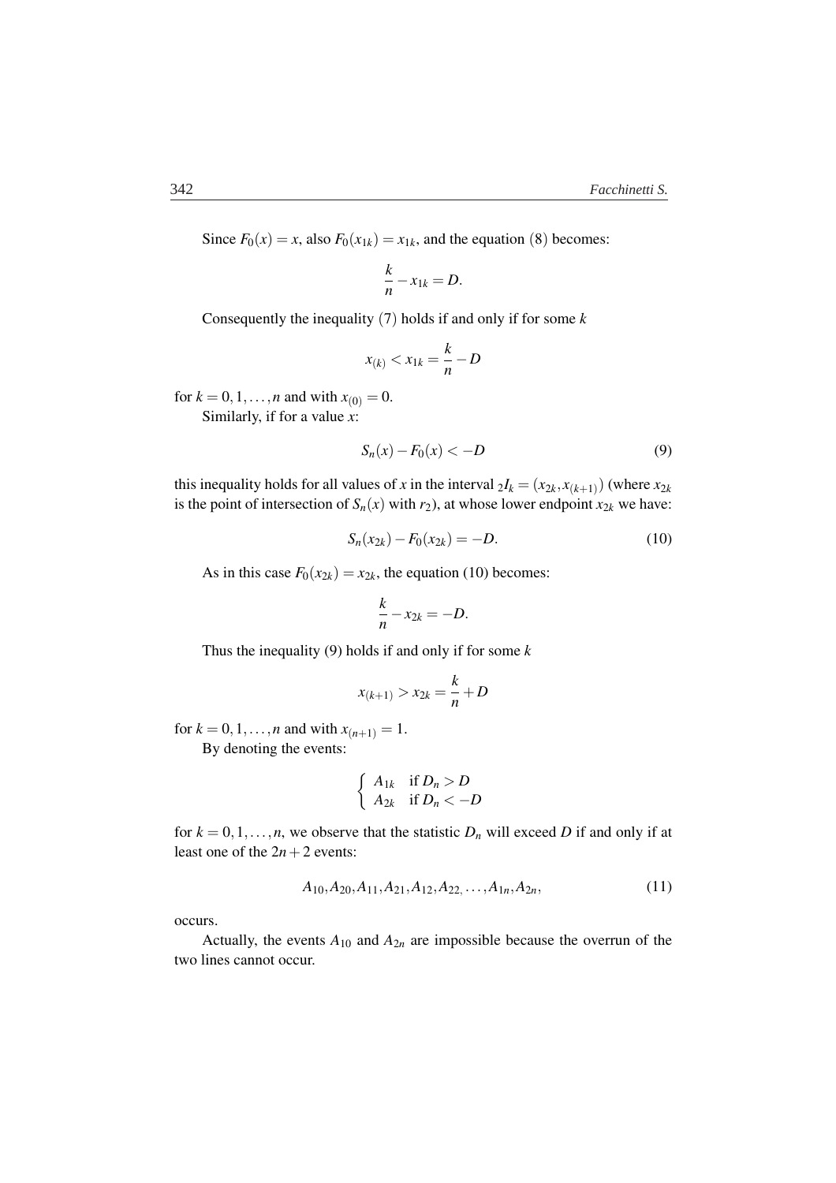Since $F_0(x) = x$, also $F_0(x_{1k}) = x_{1k}$, and the equation $(8)$ becomes:

$$\frac{k}{n} - x_{1k} = D.$$

Consequently the inequality $(7)$ holds if and only if for some $k$

$$x_{(k)} < x_{1k} = \frac{k}{n} - D$$

for $k = 0, 1, \ldots, n$ and with $x_{(0)} = 0$.

Similarly, if for a value $x$:

$$S_n(x) - F_0(x) < -D \tag{9}$$

this inequality holds for all values of $x$ in the interval ${}_2I_k = (x_{2k}, x_{(k+1)})$ (where $x_{2k}$ is the point of intersection of $S_n(x)$ with $r_2$), at whose lower endpoint $x_{2k}$ we have:

$$S_n(x_{2k}) - F_0(x_{2k}) = -D. \tag{10}$$

As in this case $F_0(x_{2k}) = x_{2k}$, the equation (10) becomes:

$$\frac{k}{n} - x_{2k} = -D.$$

Thus the inequality (9) holds if and only if for some $k$

$$x_{(k+1)} > x_{2k} = \frac{k}{n} + D$$

for $k = 0, 1, \ldots, n$ and with $x_{(n+1)} = 1$.

By denoting the events:

$$\begin{cases} A_{1k} & \text{if } D_n > D \\ A_{2k} & \text{if } D_n < -D \end{cases}$$

for $k = 0, 1, \ldots, n$, we observe that the statistic $D_n$ will exceed $D$ if and only if at least one of the $2n+2$ events:

$$A_{10}, A_{20}, A_{11}, A_{21}, A_{12}, A_{22,}, \ldots, A_{1n}, A_{2n}, \tag{11}$$

occurs.

Actually, the events $A_{10}$ and $A_{2n}$ are impossible because the overrun of the two lines cannot occur.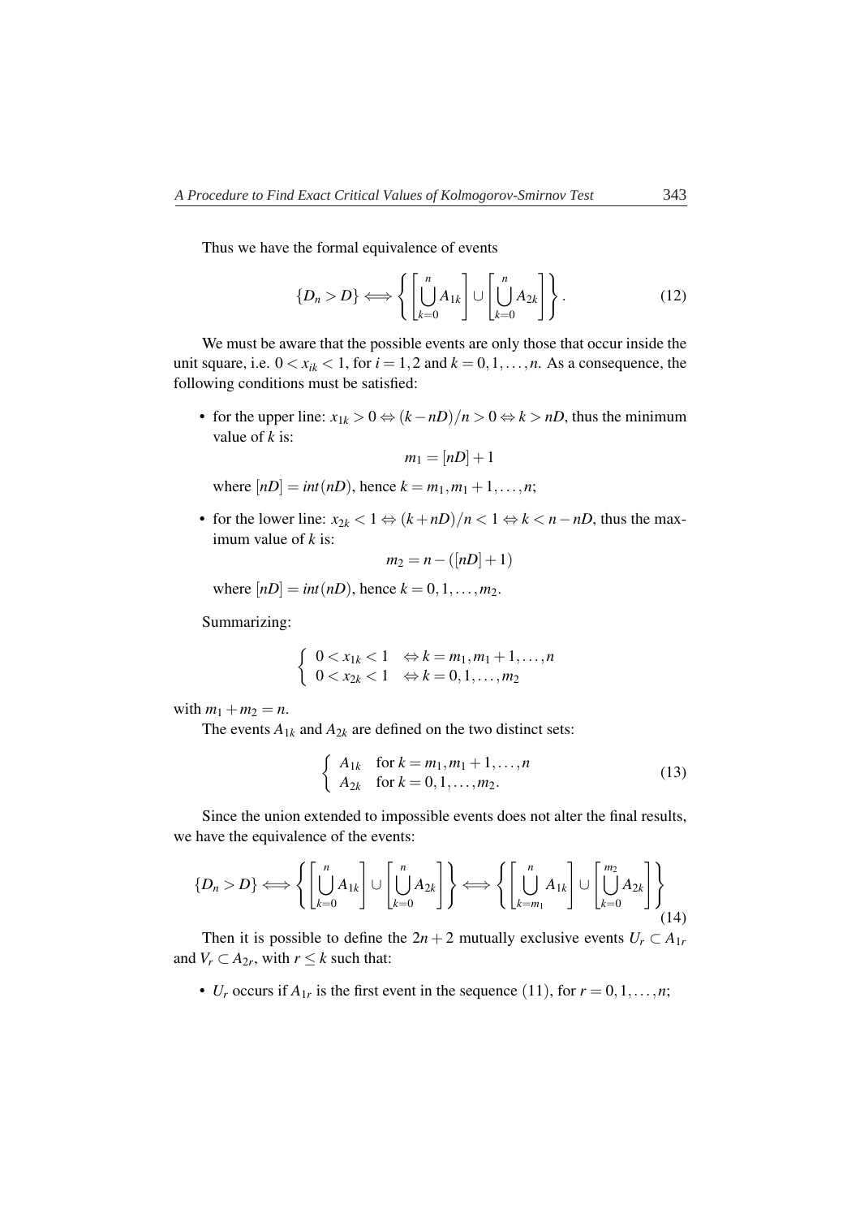Thus we have the formal equivalence of events

$$\{D_n > D\} \Longleftrightarrow \left\{ \left[ \bigcup_{k=0}^{n} A_{1k} \right] \cup \left[ \bigcup_{k=0}^{n} A_{2k} \right] \right\}. \tag{12}$$

We must be aware that the possible events are only those that occur inside the unit square, i.e. $0 < x_{ik} < 1$, for $i = 1,2$ and $k = 0,1,\ldots,n$. As a consequence, the following conditions must be satisfied:

- for the upper line: $x_{1k} > 0 \Leftrightarrow (k - nD)/n > 0 \Leftrightarrow k > nD$, thus the minimum value of $k$ is:

  $$m_1 = [nD] + 1$$

  where $[nD] = int(nD)$, hence $k = m_1, m_1 + 1, \ldots, n$;

- for the lower line: $x_{2k} < 1 \Leftrightarrow (k + nD)/n < 1 \Leftrightarrow k < n - nD$, thus the maximum value of $k$ is:

  $$m_2 = n - ([nD] + 1)$$

  where $[nD] = int(nD)$, hence $k = 0,1,\ldots,m_2$.

Summarizing:

$$\begin{cases} 0 < x_{1k} < 1 & \Leftrightarrow k = m_1, m_1 + 1, \ldots, n \\ 0 < x_{2k} < 1 & \Leftrightarrow k = 0,1,\ldots,m_2 \end{cases}$$

with $m_1 + m_2 = n$.

The events $A_{1k}$ and $A_{2k}$ are defined on the two distinct sets:

$$\begin{cases} A_{1k} & \text{for } k = m_1, m_1 + 1, \ldots, n \\ A_{2k} & \text{for } k = 0,1,\ldots,m_2. \end{cases} \tag{13}$$

Since the union extended to impossible events does not alter the final results, we have the equivalence of the events:

$$\{D_n > D\} \Longleftrightarrow \left\{ \left[ \bigcup_{k=0}^{n} A_{1k} \right] \cup \left[ \bigcup_{k=0}^{n} A_{2k} \right] \right\} \Longleftrightarrow \left\{ \left[ \bigcup_{k=m_1}^{n} A_{1k} \right] \cup \left[ \bigcup_{k=0}^{m_2} A_{2k} \right] \right\} \tag{14}$$

Then it is possible to define the $2n+2$ mutually exclusive events $U_r \subset A_{1r}$ and $V_r \subset A_{2r}$, with $r \leq k$ such that:

- $U_r$ occurs if $A_{1r}$ is the first event in the sequence $(11)$, for $r = 0,1,\ldots,n$;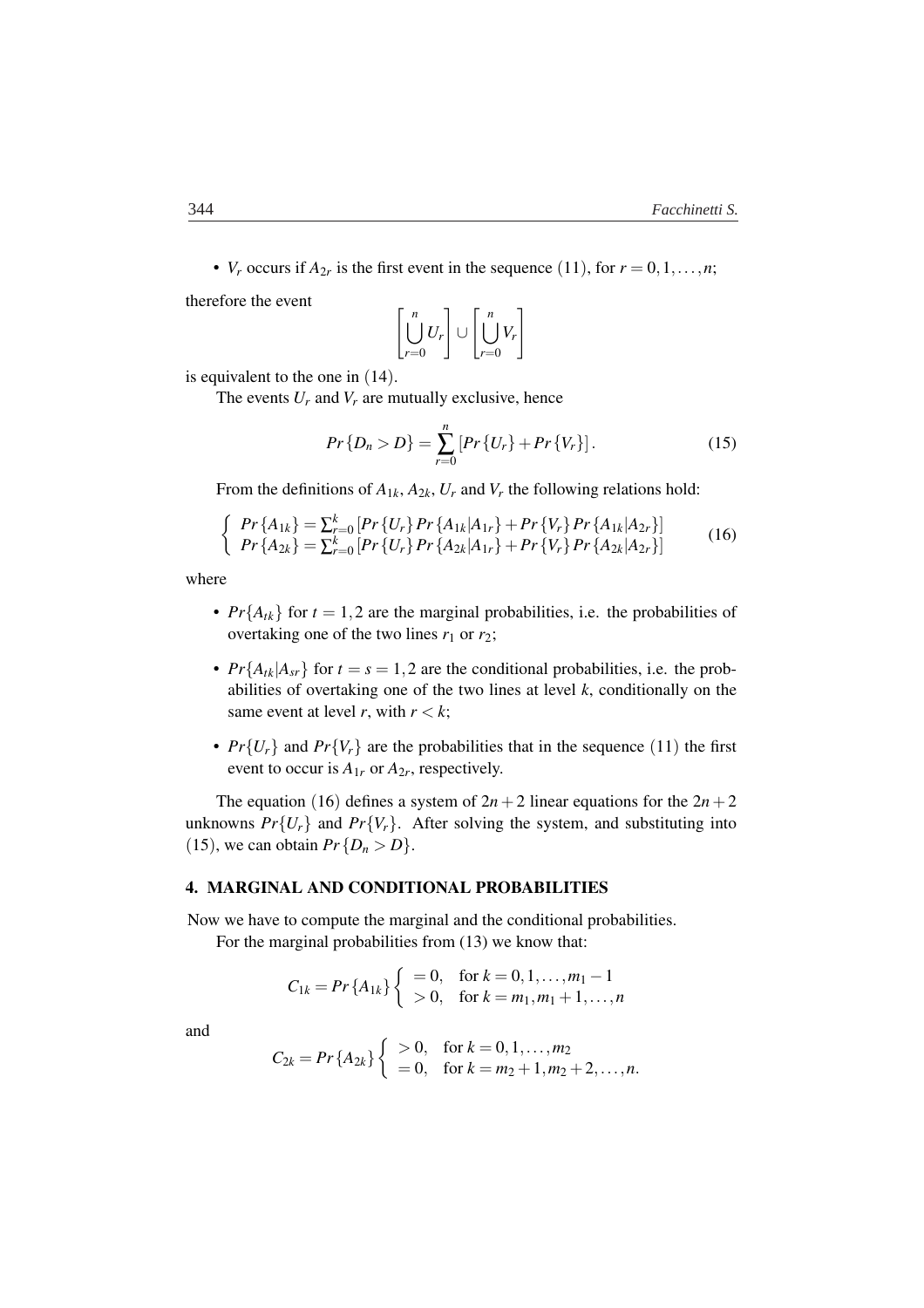- $V_r$ occurs if $A_{2r}$ is the first event in the sequence (11), for $r = 0, 1, \ldots, n$;

therefore the event

$$\left[\bigcup_{r=0}^{n} U_r\right] \cup \left[\bigcup_{r=0}^{n} V_r\right]$$

is equivalent to the one in (14).

The events $U_r$ and $V_r$ are mutually exclusive, hence

$$Pr\{D_n > D\} = \sum_{r=0}^{n} \left[Pr\{U_r\} + Pr\{V_r\}\right]. \tag{15}$$

From the definitions of $A_{1k}$, $A_{2k}$, $U_r$ and $V_r$ the following relations hold:

$$\begin{cases} Pr\{A_{1k}\} = \sum_{r=0}^{k} \left[Pr\{U_r\} Pr\{A_{1k}|A_{1r}\} + Pr\{V_r\} Pr\{A_{1k}|A_{2r}\}\right] \\ Pr\{A_{2k}\} = \sum_{r=0}^{k} \left[Pr\{U_r\} Pr\{A_{2k}|A_{1r}\} + Pr\{V_r\} Pr\{A_{2k}|A_{2r}\}\right] \end{cases} \tag{16}$$

where

- $Pr\{A_{tk}\}$ for $t = 1, 2$ are the marginal probabilities, i.e. the probabilities of overtaking one of the two lines $r_1$ or $r_2$;
- $Pr\{A_{tk}|A_{sr}\}$ for $t = s = 1, 2$ are the conditional probabilities, i.e. the probabilities of overtaking one of the two lines at level $k$, conditionally on the same event at level $r$, with $r < k$;
- $Pr\{U_r\}$ and $Pr\{V_r\}$ are the probabilities that in the sequence (11) the first event to occur is $A_{1r}$ or $A_{2r}$, respectively.

The equation (16) defines a system of $2n+2$ linear equations for the $2n+2$ unknowns $Pr\{U_r\}$ and $Pr\{V_r\}$. After solving the system, and substituting into (15), we can obtain $Pr\{D_n > D\}$.

## 4. MARGINAL AND CONDITIONAL PROBABILITIES

Now we have to compute the marginal and the conditional probabilities.

For the marginal probabilities from (13) we know that:

$$C_{1k} = Pr\{A_{1k}\} \begin{cases} = 0, & \text{for } k = 0, 1, \ldots, m_1 - 1 \\ > 0, & \text{for } k = m_1, m_1 + 1, \ldots, n \end{cases}$$

and

$$C_{2k} = Pr\{A_{2k}\} \begin{cases} > 0, & \text{for } k = 0, 1, \ldots, m_2 \\ = 0, & \text{for } k = m_2 + 1, m_2 + 2, \ldots, n. \end{cases}$$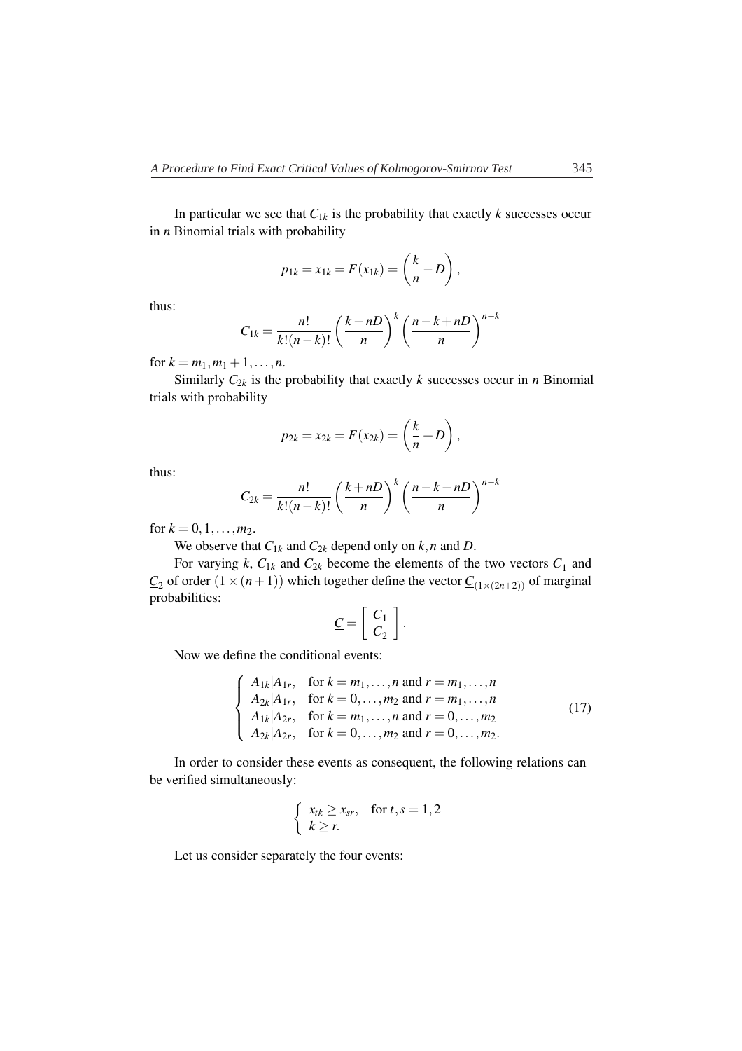In particular we see that $C_{1k}$ is the probability that exactly $k$ successes occur in $n$ Binomial trials with probability

$$p_{1k} = x_{1k} = F(x_{1k}) = \left(\frac{k}{n} - D\right),$$

thus:

$$C_{1k} = \frac{n!}{k!(n-k)!}\left(\frac{k-nD}{n}\right)^k \left(\frac{n-k+nD}{n}\right)^{n-k}$$

for $k = m_1, m_1+1, \ldots, n$.

Similarly $C_{2k}$ is the probability that exactly $k$ successes occur in $n$ Binomial trials with probability

$$p_{2k} = x_{2k} = F(x_{2k}) = \left(\frac{k}{n} + D\right),$$

thus:

$$C_{2k} = \frac{n!}{k!(n-k)!}\left(\frac{k+nD}{n}\right)^k \left(\frac{n-k-nD}{n}\right)^{n-k}$$

for $k = 0, 1, \ldots, m_2$.

We observe that $C_{1k}$ and $C_{2k}$ depend only on $k, n$ and $D$.

For varying $k$, $C_{1k}$ and $C_{2k}$ become the elements of the two vectors $\underline{C}_1$ and $\underline{C}_2$ of order $(1 \times (n+1))$ which together define the vector $\underline{C}_{(1\times(2n+2))}$ of marginal probabilities:

$$\underline{C} = \left[\begin{array}{c} \underline{C}_1 \\ \underline{C}_2 \end{array}\right].$$

Now we define the conditional events:

$$\begin{cases} A_{1k}|A_{1r}, & \text{for } k = m_1, \ldots, n \text{ and } r = m_1, \ldots, n \\ A_{2k}|A_{1r}, & \text{for } k = 0, \ldots, m_2 \text{ and } r = m_1, \ldots, n \\ A_{1k}|A_{2r}, & \text{for } k = m_1, \ldots, n \text{ and } r = 0, \ldots, m_2 \\ A_{2k}|A_{2r}, & \text{for } k = 0, \ldots, m_2 \text{ and } r = 0, \ldots, m_2. \end{cases} \tag{17}$$

In order to consider these events as consequent, the following relations can be verified simultaneously:

$$\begin{cases} x_{tk} \geq x_{sr}, & \text{for } t, s = 1, 2 \\ k \geq r. \end{cases}$$

Let us consider separately the four events: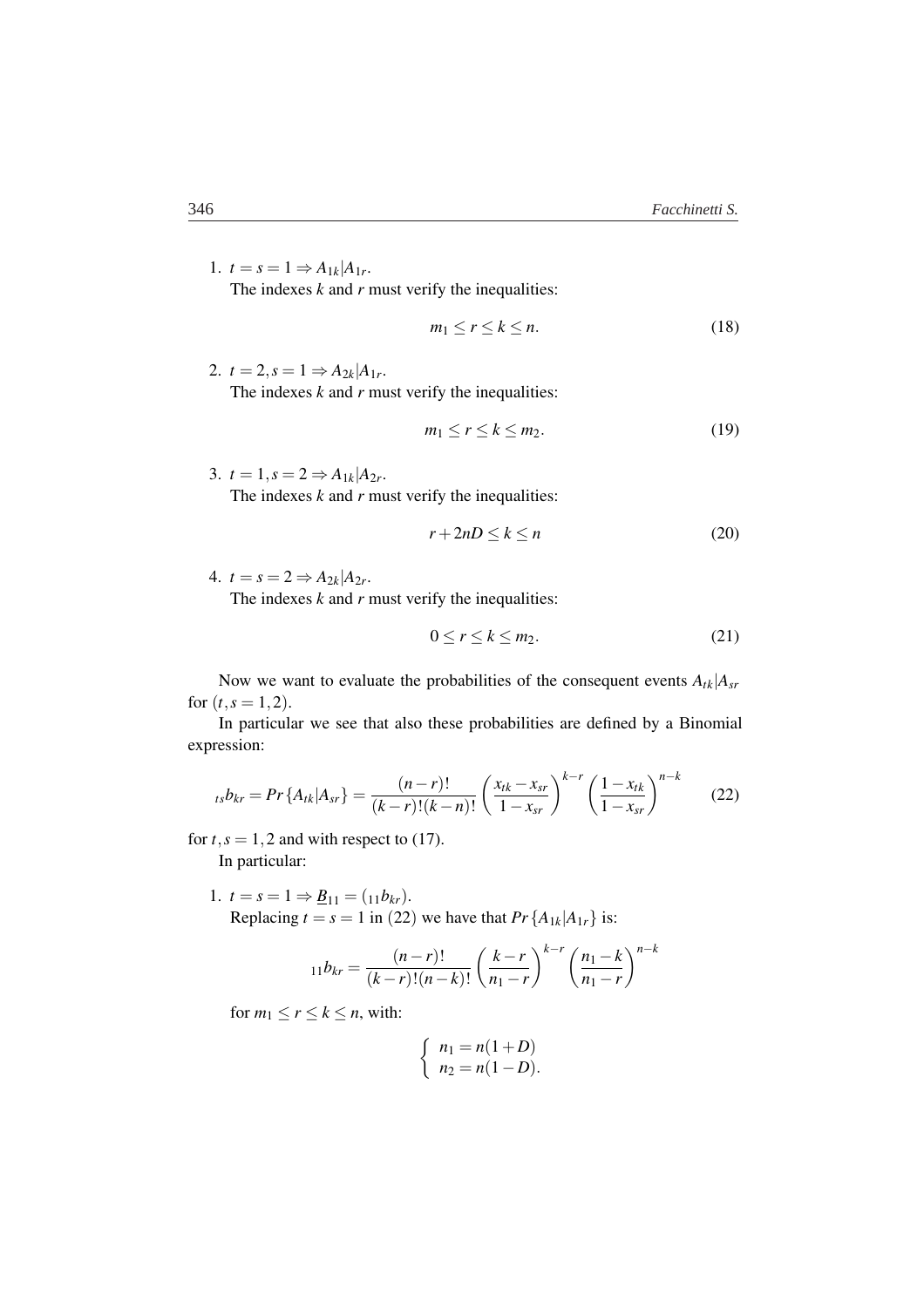1. $t = s = 1 \Rightarrow A_{1k}|A_{1r}$.
   The indexes $k$ and $r$ must verify the inequalities:

$$m_1 \leq r \leq k \leq n. \tag{18}$$

2. $t = 2, s = 1 \Rightarrow A_{2k}|A_{1r}$.
   The indexes $k$ and $r$ must verify the inequalities:

$$m_1 \leq r \leq k \leq m_2. \tag{19}$$

3. $t = 1, s = 2 \Rightarrow A_{1k}|A_{2r}$.
   The indexes $k$ and $r$ must verify the inequalities:

$$r + 2nD \leq k \leq n \tag{20}$$

4. $t = s = 2 \Rightarrow A_{2k}|A_{2r}$.
   The indexes $k$ and $r$ must verify the inequalities:

$$0 \leq r \leq k \leq m_2. \tag{21}$$

Now we want to evaluate the probabilities of the consequent events $A_{tk}|A_{sr}$ for $(t, s = 1, 2)$.

In particular we see that also these probabilities are defined by a Binomial expression:

$${}_{ts}b_{kr} = Pr\{A_{tk}|A_{sr}\} = \frac{(n-r)!}{(k-r)!(k-n)!}\left(\frac{x_{tk} - x_{sr}}{1 - x_{sr}}\right)^{k-r}\left(\frac{1 - x_{tk}}{1 - x_{sr}}\right)^{n-k} \tag{22}$$

for $t, s = 1, 2$ and with respect to (17).

In particular:

1. $t = s = 1 \Rightarrow \underline{B}_{11} = ({}_{11}b_{kr})$.
   Replacing $t = s = 1$ in (22) we have that $Pr\{A_{1k}|A_{1r}\}$ is:

$${}_{11}b_{kr} = \frac{(n-r)!}{(k-r)!(n-k)!}\left(\frac{k-r}{n_1 - r}\right)^{k-r}\left(\frac{n_1 - k}{n_1 - r}\right)^{n-k}$$

   for $m_1 \leq r \leq k \leq n$, with:

$$\begin{cases} n_1 = n(1+D) \\ n_2 = n(1-D). \end{cases}$$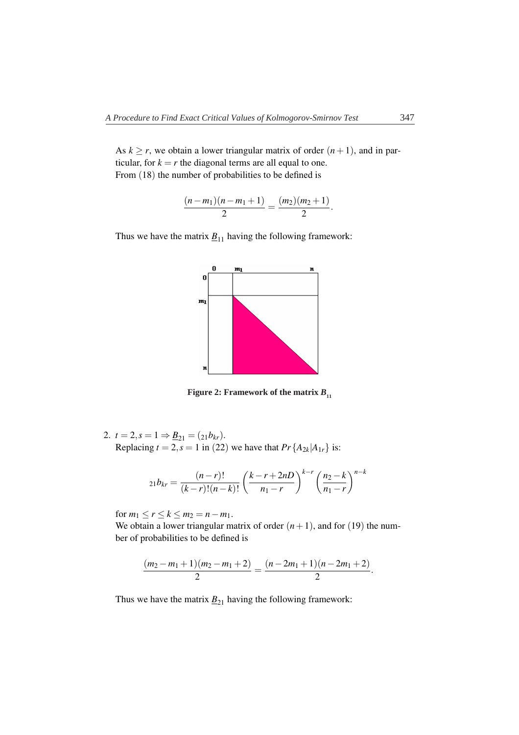As $k \geq r$, we obtain a lower triangular matrix of order $(n+1)$, and in particular, for $k = r$ the diagonal terms are all equal to one.
From (18) the number of probabilities to be defined is

$$\frac{(n-m_1)(n-m_1+1)}{2} = \frac{(m_2)(m_2+1)}{2}.$$

Thus we have the matrix $\underline{B}_{11}$ having the following framework:

**Figure 2: Framework of the matrix $B_{11}$**

2. $t = 2, s = 1 \Rightarrow \underline{B}_{21} = ({}_{21}b_{kr})$.
   Replacing $t = 2, s = 1$ in (22) we have that $Pr\{A_{2k}|A_{1r}\}$ is:

   $${}_{21}b_{kr} = \frac{(n-r)!}{(k-r)!(n-k)!}\left(\frac{k-r+2nD}{n_1-r}\right)^{k-r}\left(\frac{n_2-k}{n_1-r}\right)^{n-k}$$

   for $m_1 \leq r \leq k \leq m_2 = n - m_1$.
   We obtain a lower triangular matrix of order $(n+1)$, and for (19) the number of probabilities to be defined is

   $$\frac{(m_2-m_1+1)(m_2-m_1+2)}{2} = \frac{(n-2m_1+1)(n-2m_1+2)}{2}.$$

   Thus we have the matrix $\underline{B}_{21}$ having the following framework: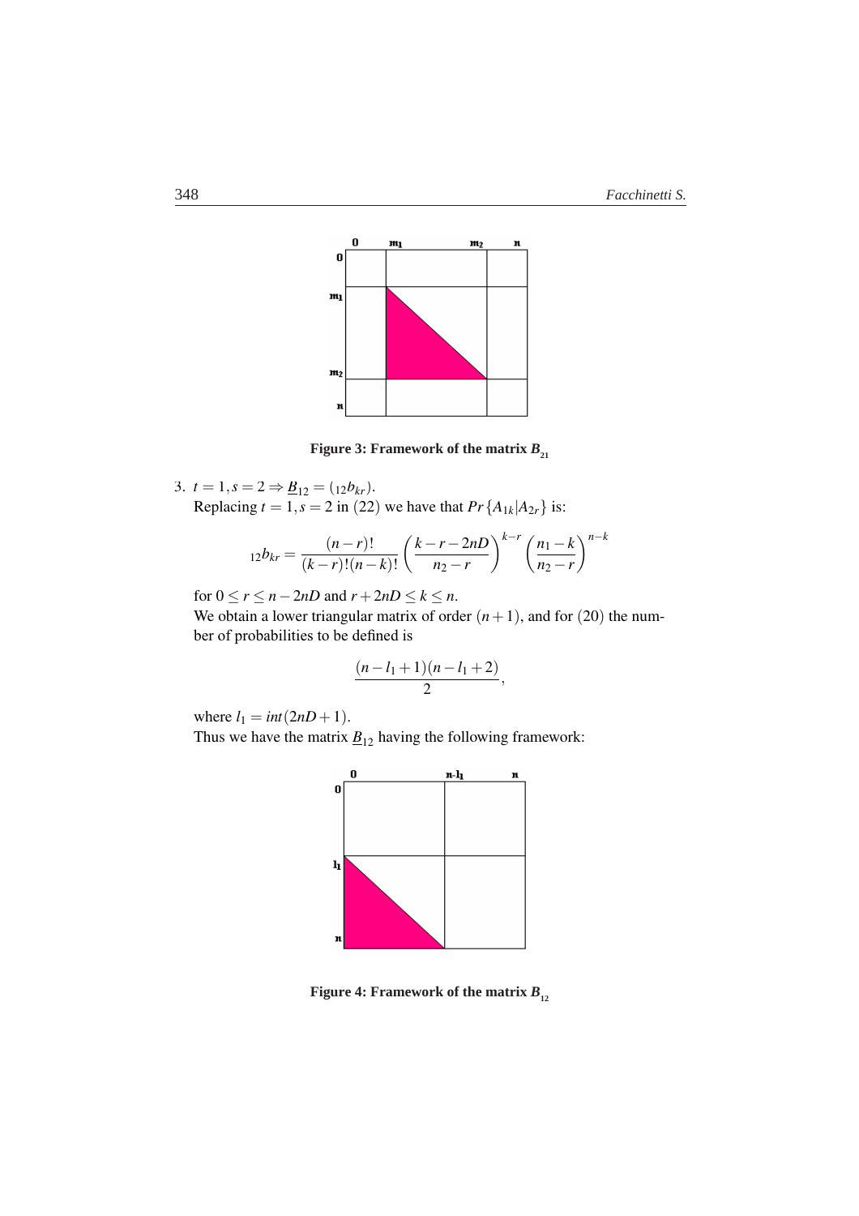Figure 3: Framework of the matrix $B_{21}$

3. $t=1, s=2 \Rightarrow \underline{B}_{12} = ({}_{12}b_{kr})$.
   Replacing $t=1, s=2$ in (22) we have that $Pr\{A_{1k}|A_{2r}\}$ is:

$$ {}_{12}b_{kr} = \frac{(n-r)!}{(k-r)!(n-k)!} \left(\frac{k-r-2nD}{n_2-r}\right)^{k-r} \left(\frac{n_1-k}{n_2-r}\right)^{n-k} $$

   for $0 \leq r \leq n-2nD$ and $r+2nD \leq k \leq n$.
   We obtain a lower triangular matrix of order $(n+1)$, and for (20) the number of probabilities to be defined is

$$ \frac{(n-l_1+1)(n-l_1+2)}{2}, $$

   where $l_1 = int(2nD+1)$.
   Thus we have the matrix $\underline{B}_{12}$ having the following framework:

Figure 4: Framework of the matrix $B_{12}$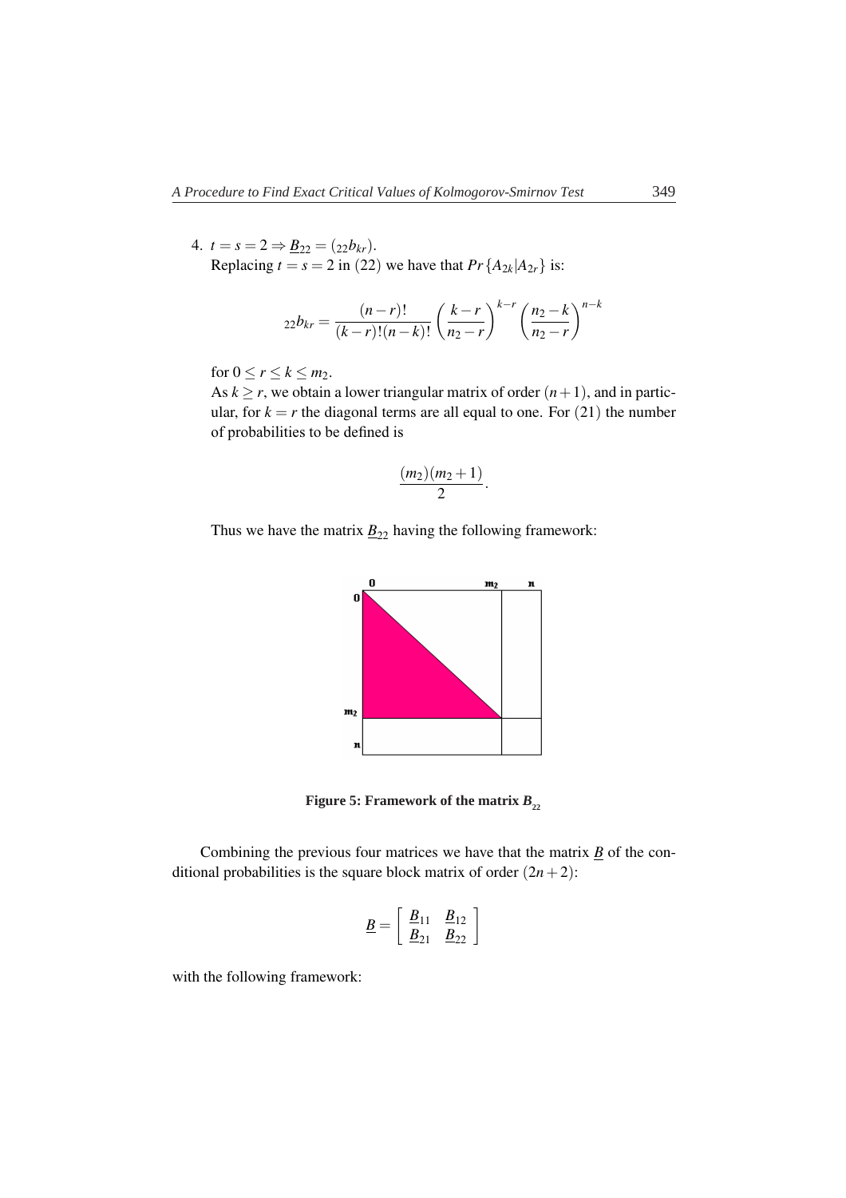4. $t = s = 2 \Rightarrow \underline{B}_{22} = ({}_{22}b_{kr})$.
   Replacing $t = s = 2$ in $(22)$ we have that $Pr\{A_{2k}|A_{2r}\}$ is:

$$ {}_{22}b_{kr} = \frac{(n-r)!}{(k-r)!(n-k)!} \left( \frac{k-r}{n_2 - r} \right)^{k-r} \left( \frac{n_2 - k}{n_2 - r} \right)^{n-k} $$

   for $0 \leq r \leq k \leq m_2$.
   As $k \geq r$, we obtain a lower triangular matrix of order $(n+1)$, and in particular, for $k = r$ the diagonal terms are all equal to one. For $(21)$ the number of probabilities to be defined is

$$ \frac{(m_2)(m_2+1)}{2}. $$

   Thus we have the matrix $\underline{B}_{22}$ having the following framework:

**Figure 5: Framework of the matrix $B_{22}$**

Combining the previous four matrices we have that the matrix $\underline{B}$ of the conditional probabilities is the square block matrix of order $(2n+2)$:

$$ \underline{B} = \left[ \begin{array}{cc} \underline{B}_{11} & \underline{B}_{12} \\ \underline{B}_{21} & \underline{B}_{22} \end{array} \right] $$

with the following framework: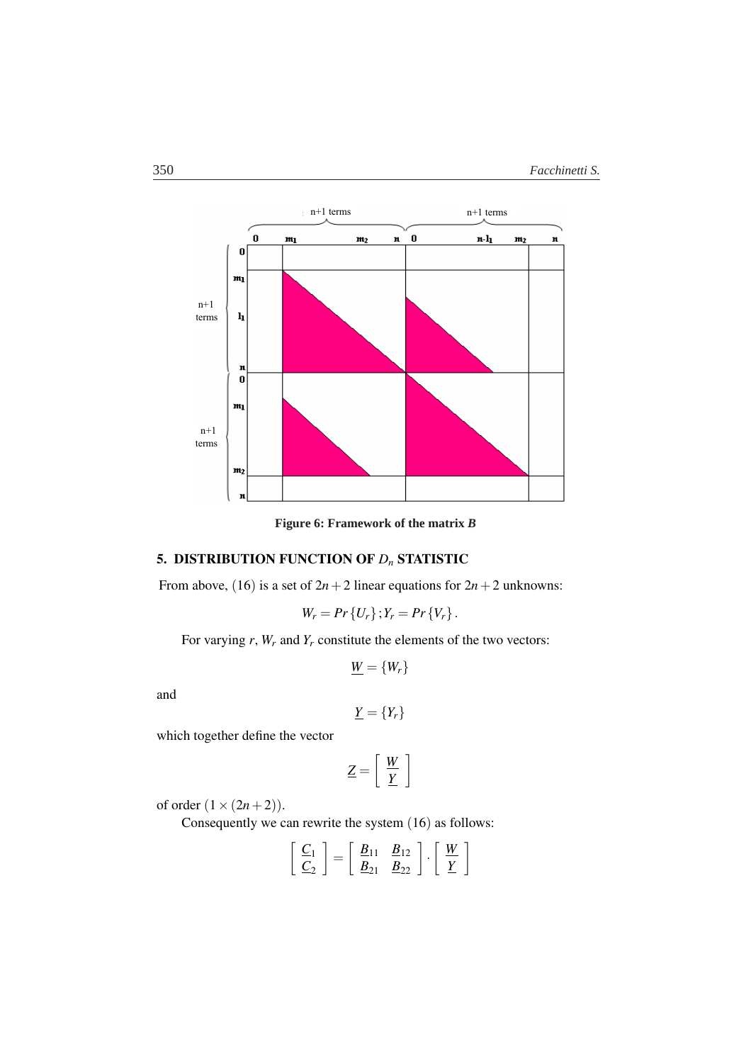Figure 6: Framework of the matrix $B$

## 5. DISTRIBUTION FUNCTION OF $D_n$ STATISTIC

From above, $(16)$ is a set of $2n+2$ linear equations for $2n+2$ unknowns:

$$W_r = Pr\{U_r\}; Y_r = Pr\{V_r\}.$$

For varying $r$, $W_r$ and $Y_r$ constitute the elements of the two vectors:

$$\underline{W} = \{W_r\}$$

and

$$\underline{Y} = \{Y_r\}$$

which together define the vector

$$\underline{Z} = \left[ \begin{array}{c} \underline{W} \\ \underline{Y} \end{array} \right]$$

of order $(1 \times (2n+2))$.

Consequently we can rewrite the system $(16)$ as follows:

$$\left[ \begin{array}{c} \underline{C}_1 \\ \underline{C}_2 \end{array} \right] = \left[ \begin{array}{cc} \underline{B}_{11} & \underline{B}_{12} \\ \underline{B}_{21} & \underline{B}_{22} \end{array} \right] \cdot \left[ \begin{array}{c} \underline{W} \\ \underline{Y} \end{array} \right]$$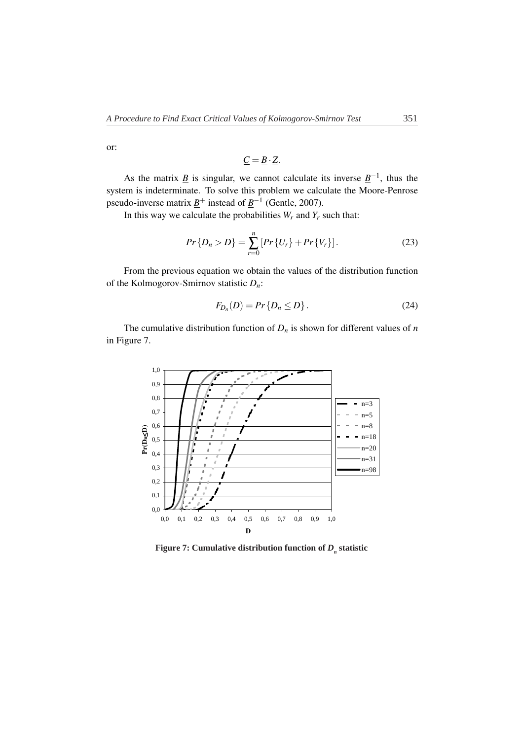or:

$$\underline{C} = \underline{B} \cdot \underline{Z}.$$

As the matrix $\underline{B}$ is singular, we cannot calculate its inverse $\underline{B}^{-1}$, thus the system is indeterminate. To solve this problem we calculate the Moore-Penrose pseudo-inverse matrix $\underline{B}^{+}$ instead of $\underline{B}^{-1}$ (Gentle, 2007).

In this way we calculate the probabilities $W_r$ and $Y_r$ such that:

$$Pr\{D_n > D\} = \sum_{r=0}^{n} [Pr\{U_r\} + Pr\{V_r\}]. \tag{23}$$

From the previous equation we obtain the values of the distribution function of the Kolmogorov-Smirnov statistic $D_n$:

$$F_{D_n}(D) = Pr\{D_n \leq D\}. \tag{24}$$

The cumulative distribution function of $D_n$ is shown for different values of $n$ in Figure 7.

**Figure 7: Cumulative distribution function of $D_n$ statistic**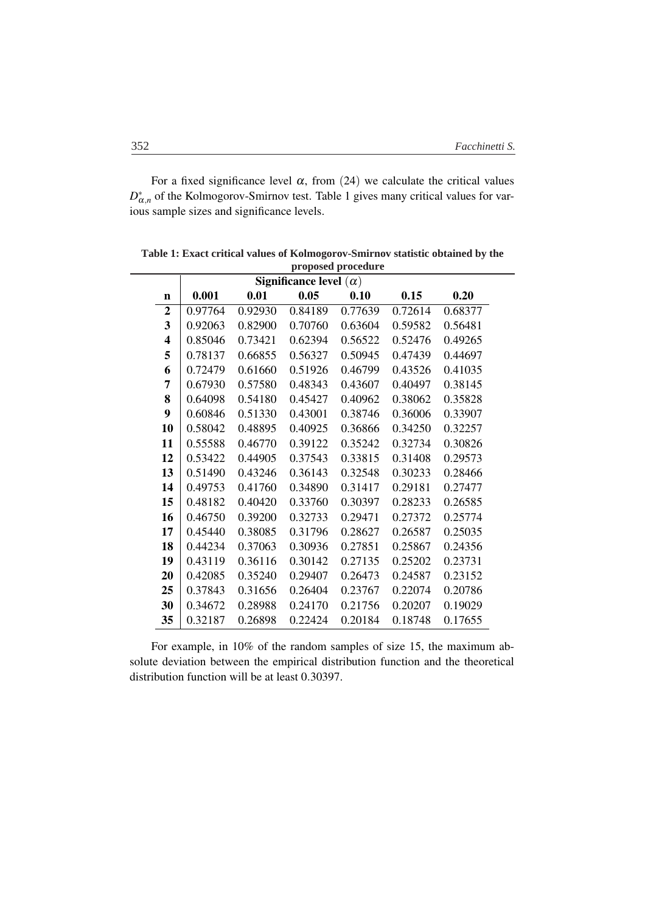For a fixed significance level $\alpha$, from $(24)$ we calculate the critical values $D^*_{\alpha,n}$ of the Kolmogorov-Smirnov test. Table 1 gives many critical values for various sample sizes and significance levels.

**Table 1: Exact critical values of Kolmogorov-Smirnov statistic obtained by the proposed procedure**

| | Significance level $(\alpha)$ | | | | | |
|---|---|---|---|---|---|---|
| **n** | **0.001** | **0.01** | **0.05** | **0.10** | **0.15** | **0.20** |
| **2** | 0.97764 | 0.92930 | 0.84189 | 0.77639 | 0.72614 | 0.68377 |
| **3** | 0.92063 | 0.82900 | 0.70760 | 0.63604 | 0.59582 | 0.56481 |
| **4** | 0.85046 | 0.73421 | 0.62394 | 0.56522 | 0.52476 | 0.49265 |
| **5** | 0.78137 | 0.66855 | 0.56327 | 0.50945 | 0.47439 | 0.44697 |
| **6** | 0.72479 | 0.61660 | 0.51926 | 0.46799 | 0.43526 | 0.41035 |
| **7** | 0.67930 | 0.57580 | 0.48343 | 0.43607 | 0.40497 | 0.38145 |
| **8** | 0.64098 | 0.54180 | 0.45427 | 0.40962 | 0.38062 | 0.35828 |
| **9** | 0.60846 | 0.51330 | 0.43001 | 0.38746 | 0.36006 | 0.33907 |
| **10** | 0.58042 | 0.48895 | 0.40925 | 0.36866 | 0.34250 | 0.32257 |
| **11** | 0.55588 | 0.46770 | 0.39122 | 0.35242 | 0.32734 | 0.30826 |
| **12** | 0.53422 | 0.44905 | 0.37543 | 0.33815 | 0.31408 | 0.29573 |
| **13** | 0.51490 | 0.43246 | 0.36143 | 0.32548 | 0.30233 | 0.28466 |
| **14** | 0.49753 | 0.41760 | 0.34890 | 0.31417 | 0.29181 | 0.27477 |
| **15** | 0.48182 | 0.40420 | 0.33760 | 0.30397 | 0.28233 | 0.26585 |
| **16** | 0.46750 | 0.39200 | 0.32733 | 0.29471 | 0.27372 | 0.25774 |
| **17** | 0.45440 | 0.38085 | 0.31796 | 0.28627 | 0.26587 | 0.25035 |
| **18** | 0.44234 | 0.37063 | 0.30936 | 0.27851 | 0.25867 | 0.24356 |
| **19** | 0.43119 | 0.36116 | 0.30142 | 0.27135 | 0.25202 | 0.23731 |
| **20** | 0.42085 | 0.35240 | 0.29407 | 0.26473 | 0.24587 | 0.23152 |
| **25** | 0.37843 | 0.31656 | 0.26404 | 0.23767 | 0.22074 | 0.20786 |
| **30** | 0.34672 | 0.28988 | 0.24170 | 0.21756 | 0.20207 | 0.19029 |
| **35** | 0.32187 | 0.26898 | 0.22424 | 0.20184 | 0.18748 | 0.17655 |

For example, in 10% of the random samples of size 15, the maximum absolute deviation between the empirical distribution function and the theoretical distribution function will be at least 0.30397.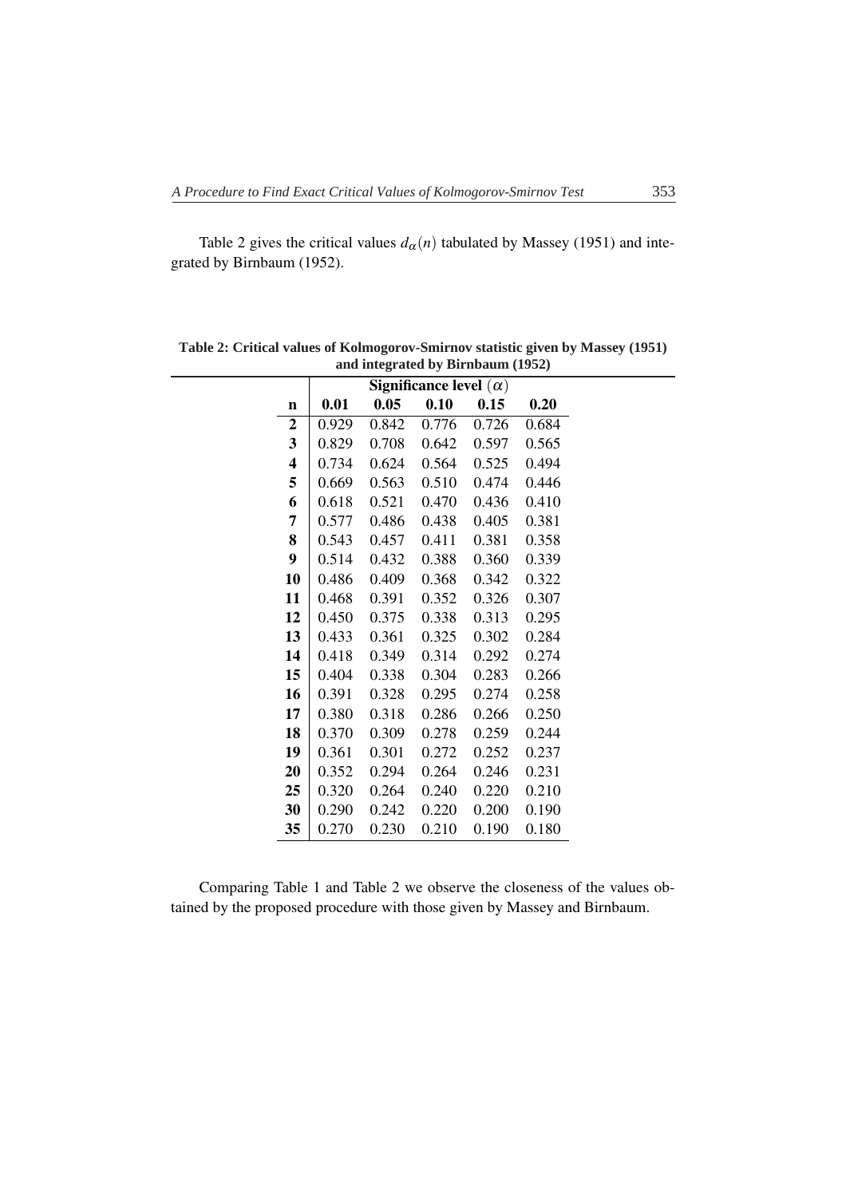Table 2 gives the critical values $d_\alpha(n)$ tabulated by Massey (1951) and integrated by Birnbaum (1952).

**Table 2: Critical values of Kolmogorov-Smirnov statistic given by Massey (1951) and integrated by Birnbaum (1952)**

| | Significance level ($\alpha$) | | | | |
|---|---|---|---|---|---|
| **n** | **0.01** | **0.05** | **0.10** | **0.15** | **0.20** |
| **2** | 0.929 | 0.842 | 0.776 | 0.726 | 0.684 |
| **3** | 0.829 | 0.708 | 0.642 | 0.597 | 0.565 |
| **4** | 0.734 | 0.624 | 0.564 | 0.525 | 0.494 |
| **5** | 0.669 | 0.563 | 0.510 | 0.474 | 0.446 |
| **6** | 0.618 | 0.521 | 0.470 | 0.436 | 0.410 |
| **7** | 0.577 | 0.486 | 0.438 | 0.405 | 0.381 |
| **8** | 0.543 | 0.457 | 0.411 | 0.381 | 0.358 |
| **9** | 0.514 | 0.432 | 0.388 | 0.360 | 0.339 |
| **10** | 0.486 | 0.409 | 0.368 | 0.342 | 0.322 |
| **11** | 0.468 | 0.391 | 0.352 | 0.326 | 0.307 |
| **12** | 0.450 | 0.375 | 0.338 | 0.313 | 0.295 |
| **13** | 0.433 | 0.361 | 0.325 | 0.302 | 0.284 |
| **14** | 0.418 | 0.349 | 0.314 | 0.292 | 0.274 |
| **15** | 0.404 | 0.338 | 0.304 | 0.283 | 0.266 |
| **16** | 0.391 | 0.328 | 0.295 | 0.274 | 0.258 |
| **17** | 0.380 | 0.318 | 0.286 | 0.266 | 0.250 |
| **18** | 0.370 | 0.309 | 0.278 | 0.259 | 0.244 |
| **19** | 0.361 | 0.301 | 0.272 | 0.252 | 0.237 |
| **20** | 0.352 | 0.294 | 0.264 | 0.246 | 0.231 |
| **25** | 0.320 | 0.264 | 0.240 | 0.220 | 0.210 |
| **30** | 0.290 | 0.242 | 0.220 | 0.200 | 0.190 |
| **35** | 0.270 | 0.230 | 0.210 | 0.190 | 0.180 |

Comparing Table 1 and Table 2 we observe the closeness of the values obtained by the proposed procedure with those given by Massey and Birnbaum.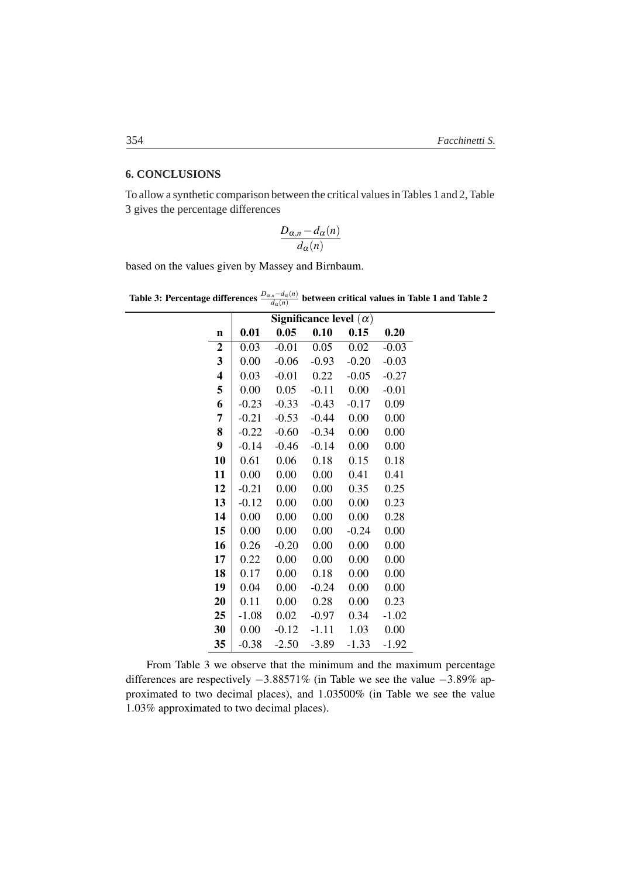## 6. CONCLUSIONS

To allow a synthetic comparison between the critical values in Tables 1 and 2, Table 3 gives the percentage differences

$$\frac{D_{\alpha,n} - d_{\alpha}(n)}{d_{\alpha}(n)}$$

based on the values given by Massey and Birnbaum.

**Table 3: Percentage differences $\frac{D_{\alpha,n}-d_{\alpha}(n)}{d_{\alpha}(n)}$ between critical values in Table 1 and Table 2**

| | Significance level $(\alpha)$ | | | | |
|---|---|---|---|---|---|
| **n** | **0.01** | **0.05** | **0.10** | **0.15** | **0.20** |
| **2** | 0.03 | -0.01 | 0.05 | 0.02 | -0.03 |
| **3** | 0.00 | -0.06 | -0.93 | -0.20 | -0.03 |
| **4** | 0.03 | -0.01 | 0.22 | -0.05 | -0.27 |
| **5** | 0.00 | 0.05 | -0.11 | 0.00 | -0.01 |
| **6** | -0.23 | -0.33 | -0.43 | -0.17 | 0.09 |
| **7** | -0.21 | -0.53 | -0.44 | 0.00 | 0.00 |
| **8** | -0.22 | -0.60 | -0.34 | 0.00 | 0.00 |
| **9** | -0.14 | -0.46 | -0.14 | 0.00 | 0.00 |
| **10** | 0.61 | 0.06 | 0.18 | 0.15 | 0.18 |
| **11** | 0.00 | 0.00 | 0.00 | 0.41 | 0.41 |
| **12** | -0.21 | 0.00 | 0.00 | 0.35 | 0.25 |
| **13** | -0.12 | 0.00 | 0.00 | 0.00 | 0.23 |
| **14** | 0.00 | 0.00 | 0.00 | 0.00 | 0.28 |
| **15** | 0.00 | 0.00 | 0.00 | -0.24 | 0.00 |
| **16** | 0.26 | -0.20 | 0.00 | 0.00 | 0.00 |
| **17** | 0.22 | 0.00 | 0.00 | 0.00 | 0.00 |
| **18** | 0.17 | 0.00 | 0.18 | 0.00 | 0.00 |
| **19** | 0.04 | 0.00 | -0.24 | 0.00 | 0.00 |
| **20** | 0.11 | 0.00 | 0.28 | 0.00 | 0.23 |
| **25** | -1.08 | 0.02 | -0.97 | 0.34 | -1.02 |
| **30** | 0.00 | -0.12 | -1.11 | 1.03 | 0.00 |
| **35** | -0.38 | -2.50 | -3.89 | -1.33 | -1.92 |

From Table 3 we observe that the minimum and the maximum percentage differences are respectively $-3.88571\%$ (in Table we see the value $-3.89\%$ approximated to two decimal places), and $1.03500\%$ (in Table we see the value $1.03\%$ approximated to two decimal places).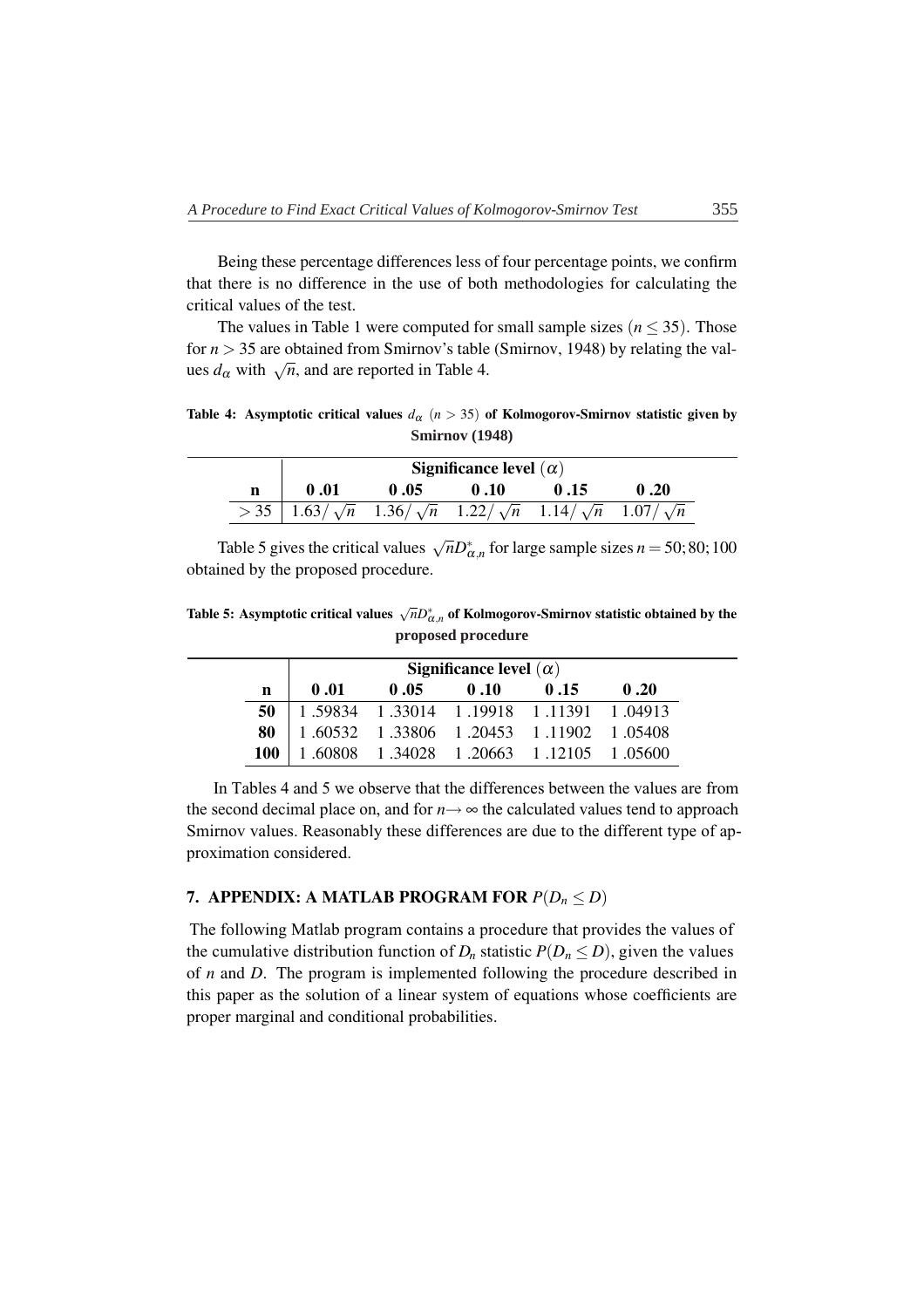Being these percentage differences less of four percentage points, we confirm that there is no difference in the use of both methodologies for calculating the critical values of the test.

The values in Table 1 were computed for small sample sizes ($n \leq 35$). Those for $n > 35$ are obtained from Smirnov's table (Smirnov, 1948) by relating the values $d_\alpha$ with $\sqrt{n}$, and are reported in Table 4.

**Table 4: Asymptotic critical values $d_\alpha$ ($n > 35$) of Kolmogorov-Smirnov statistic given by Smirnov (1948)**

| | **Significance level ($\alpha$)** | | | | |
|---|---|---|---|---|---|
| **n** | **0 .01** | **0 .05** | **0 .10** | **0 .15** | **0 .20** |
| $> 35$ | $1.63/\sqrt{n}$ | $1.36/\sqrt{n}$ | $1.22/\sqrt{n}$ | $1.14/\sqrt{n}$ | $1.07/\sqrt{n}$ |

Table 5 gives the critical values $\sqrt{n}D^*_{\alpha,n}$ for large sample sizes $n = 50; 80; 100$ obtained by the proposed procedure.

**Table 5: Asymptotic critical values $\sqrt{n}D^*_{\alpha,n}$ of Kolmogorov-Smirnov statistic obtained by the proposed procedure**

| | **Significance level ($\alpha$)** | | | | |
|---|---|---|---|---|---|
| **n** | **0 .01** | **0 .05** | **0 .10** | **0 .15** | **0 .20** |
| **50** | 1 .59834 | 1 .33014 | 1 .19918 | 1 .11391 | 1 .04913 |
| **80** | 1 .60532 | 1 .33806 | 1 .20453 | 1 .11902 | 1 .05408 |
| **100** | 1 .60808 | 1 .34028 | 1 .20663 | 1 .12105 | 1 .05600 |

In Tables 4 and 5 we observe that the differences between the values are from the second decimal place on, and for $n \to \infty$ the calculated values tend to approach Smirnov values. Reasonably these differences are due to the different type of approximation considered.

## 7. APPENDIX: A MATLAB PROGRAM FOR $P(D_n \leq D)$

The following Matlab program contains a procedure that provides the values of the cumulative distribution function of $D_n$ statistic $P(D_n \leq D)$, given the values of $n$ and $D$. The program is implemented following the procedure described in this paper as the solution of a linear system of equations whose coefficients are proper marginal and conditional probabilities.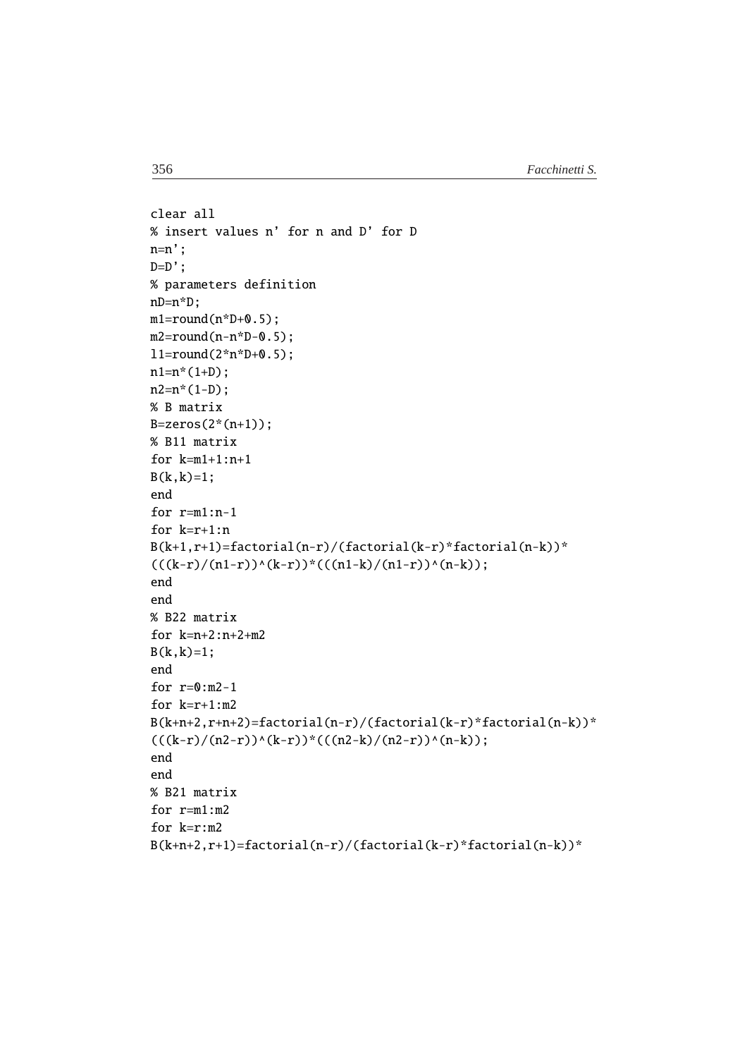```
clear all
% insert values n' for n and D' for D
n=n';
D=D';
% parameters definition
nD=n*D;
m1=round(n*D+0.5);
m2=round(n-n*D-0.5);
l1=round(2*n*D+0.5);
n1=n*(1+D);
n2=n*(1-D);
% B matrix
B=zeros(2*(n+1));
% B11 matrix
for k=m1+1:n+1
B(k,k)=1;
end
for r=m1:n-1
for k=r+1:n
B(k+1,r+1)=factorial(n-r)/(factorial(k-r)*factorial(n-k))*
(((k-r)/(n1-r))^(k-r))*(((n1-k)/(n1-r))^(n-k));
end
end
% B22 matrix
for k=n+2:n+2+m2
B(k,k)=1;
end
for r=0:m2-1
for k=r+1:m2
B(k+n+2,r+n+2)=factorial(n-r)/(factorial(k-r)*factorial(n-k))*
(((k-r)/(n2-r))^(k-r))*(((n2-k)/(n2-r))^(n-k));
end
end
% B21 matrix
for r=m1:m2
for k=r:m2
B(k+n+2,r+1)=factorial(n-r)/(factorial(k-r)*factorial(n-k))*
```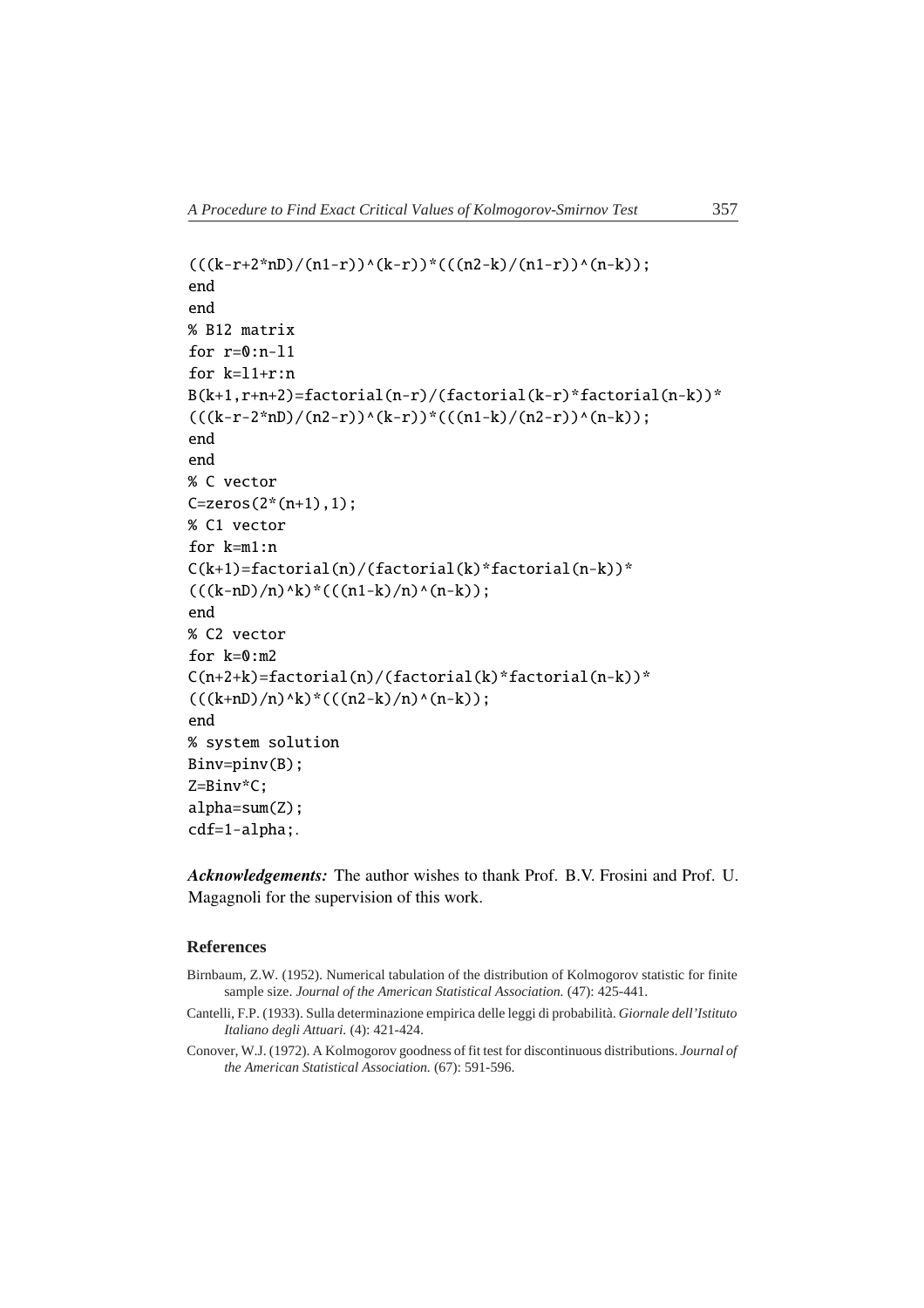```
(((k-r+2*nD)/(n1-r))^(k-r))*(((n2-k)/(n1-r))^(n-k));
end
end
% B12 matrix
for r=0:n-l1
for k=l1+r:n
B(k+1,r+n+2)=factorial(n-r)/(factorial(k-r)*factorial(n-k))*
(((k-r-2*nD)/(n2-r))^(k-r))*(((n1-k)/(n2-r))^(n-k));
end
end
% C vector
C=zeros(2*(n+1),1);
% C1 vector
for k=m1:n
C(k+1)=factorial(n)/(factorial(k)*factorial(n-k))*
(((k-nD)/n)^k)*(((n1-k)/n)^(n-k));
end
% C2 vector
for k=0:m2
C(n+2+k)=factorial(n)/(factorial(k)*factorial(n-k))*
(((k+nD)/n)^k)*(((n2-k)/n)^(n-k));
end
% system solution
Binv=pinv(B);
Z=Binv*C;
alpha=sum(Z);
cdf=1-alpha;.
```

***Acknowledgements:*** The author wishes to thank Prof. B.V. Frosini and Prof. U. Magagnoli for the supervision of this work.

## References

Birnbaum, Z.W. (1952). Numerical tabulation of the distribution of Kolmogorov statistic for finite sample size. *Journal of the American Statistical Association.* (47): 425-441.

Cantelli, F.P. (1933). Sulla determinazione empirica delle leggi di probabilità. *Giornale dell'Istituto Italiano degli Attuari.* (4): 421-424.

Conover, W.J. (1972). A Kolmogorov goodness of fit test for discontinuous distributions. *Journal of the American Statistical Association.* (67): 591-596.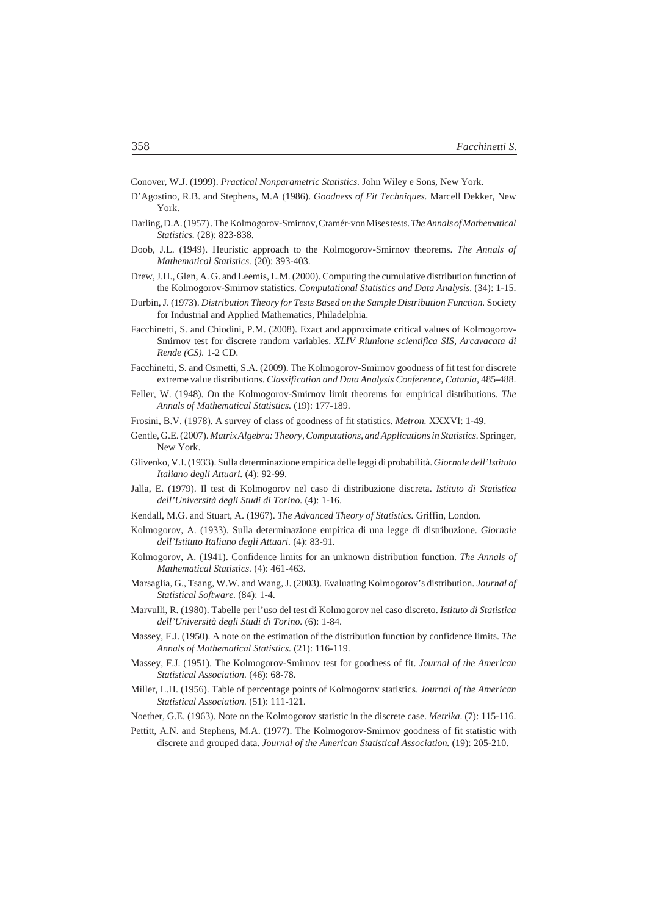Conover, W.J. (1999). *Practical Nonparametric Statistics.* John Wiley e Sons, New York.

D'Agostino, R.B. and Stephens, M.A (1986). *Goodness of Fit Techniques.* Marcell Dekker, New York.

Darling, D.A. (1957). The Kolmogorov-Smirnov, Cramér-von Mises tests. *The Annals of Mathematical Statistics.* (28): 823-838.

Doob, J.L. (1949). Heuristic approach to the Kolmogorov-Smirnov theorems. *The Annals of Mathematical Statistics.* (20): 393-403.

Drew, J.H., Glen, A. G. and Leemis, L.M. (2000). Computing the cumulative distribution function of the Kolmogorov-Smirnov statistics. *Computational Statistics and Data Analysis.* (34): 1-15.

Durbin, J. (1973). *Distribution Theory for Tests Based on the Sample Distribution Function.* Society for Industrial and Applied Mathematics, Philadelphia.

Facchinetti, S. and Chiodini, P.M. (2008). Exact and approximate critical values of Kolmogorov-Smirnov test for discrete random variables. *XLIV Riunione scientifica SIS, Arcavacata di Rende (CS).* 1-2 CD.

Facchinetti, S. and Osmetti, S.A. (2009). The Kolmogorov-Smirnov goodness of fit test for discrete extreme value distributions. *Classification and Data Analysis Conference, Catania*, 485-488.

Feller, W. (1948). On the Kolmogorov-Smirnov limit theorems for empirical distributions. *The Annals of Mathematical Statistics.* (19): 177-189.

Frosini, B.V. (1978). A survey of class of goodness of fit statistics. *Metron.* XXXVI: 1-49.

Gentle, G.E. (2007). *Matrix Algebra: Theory, Computations, and Applications in Statistics.* Springer, New York.

Glivenko, V.I. (1933). Sulla determinazione empirica delle leggi di probabilità. *Giornale dell'Istituto Italiano degli Attuari.* (4): 92-99.

Jalla, E. (1979). Il test di Kolmogorov nel caso di distribuzione discreta. *Istituto di Statistica dell'Università degli Studi di Torino.* (4): 1-16.

Kendall, M.G. and Stuart, A. (1967). *The Advanced Theory of Statistics.* Griffin, London.

Kolmogorov, A. (1933). Sulla determinazione empirica di una legge di distribuzione. *Giornale dell'Istituto Italiano degli Attuari.* (4): 83-91.

Kolmogorov, A. (1941). Confidence limits for an unknown distribution function. *The Annals of Mathematical Statistics.* (4): 461-463.

Marsaglia, G., Tsang, W.W. and Wang, J. (2003). Evaluating Kolmogorov's distribution. *Journal of Statistical Software.* (84): 1-4.

Marvulli, R. (1980). Tabelle per l'uso del test di Kolmogorov nel caso discreto. *Istituto di Statistica dell'Università degli Studi di Torino.* (6): 1-84.

Massey, F.J. (1950). A note on the estimation of the distribution function by confidence limits. *The Annals of Mathematical Statistics.* (21): 116-119.

Massey, F.J. (1951). The Kolmogorov-Smirnov test for goodness of fit. *Journal of the American Statistical Association.* (46): 68-78.

Miller, L.H. (1956). Table of percentage points of Kolmogorov statistics. *Journal of the American Statistical Association.* (51): 111-121.

Noether, G.E. (1963). Note on the Kolmogorov statistic in the discrete case. *Metrika*. (7): 115-116.

Pettitt, A.N. and Stephens, M.A. (1977). The Kolmogorov-Smirnov goodness of fit statistic with discrete and grouped data. *Journal of the American Statistical Association.* (19): 205-210.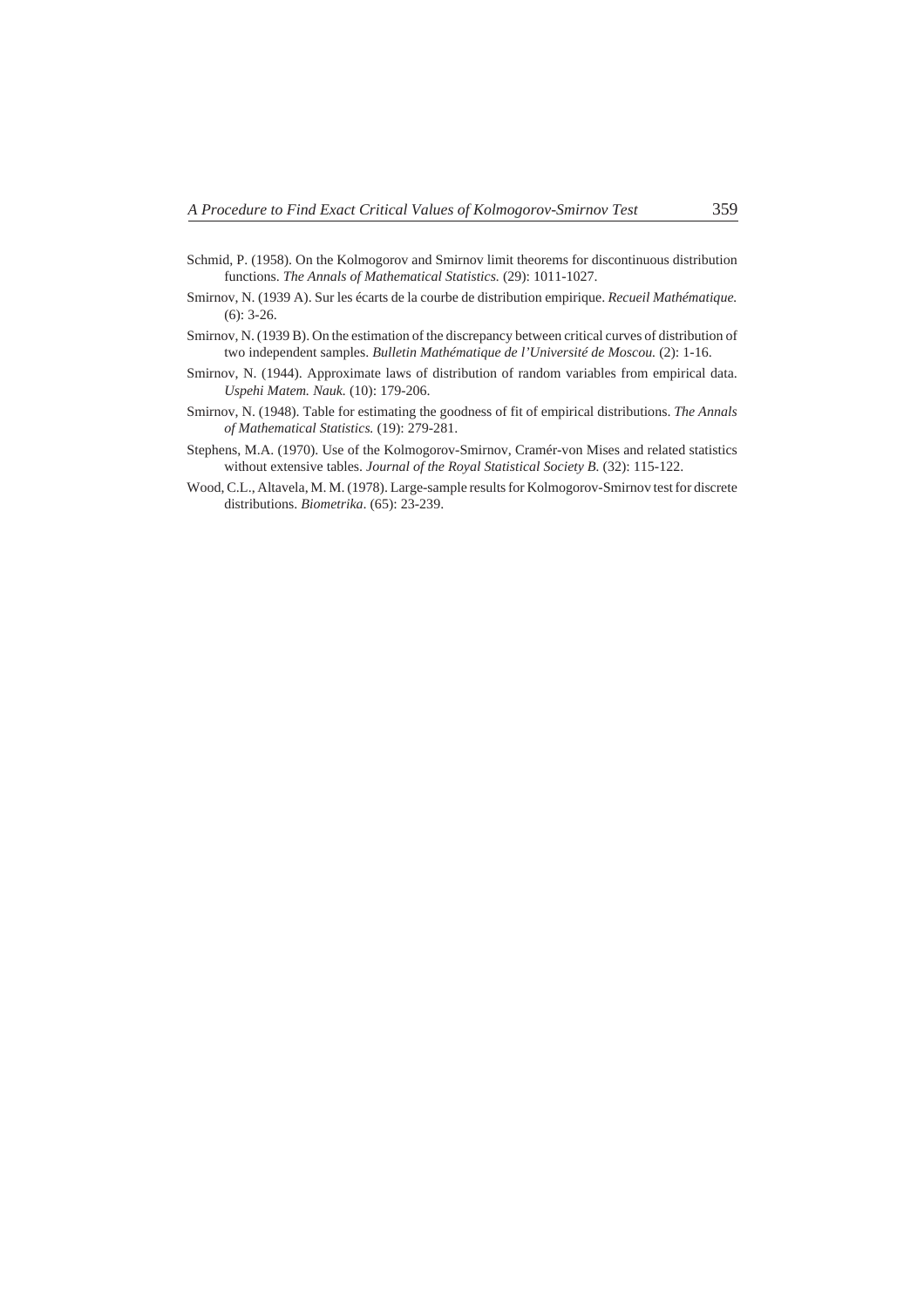Schmid, P. (1958). On the Kolmogorov and Smirnov limit theorems for discontinuous distribution functions. *The Annals of Mathematical Statistics.* (29): 1011-1027.

Smirnov, N. (1939 A). Sur les écarts de la courbe de distribution empirique. *Recueil Mathématique.* (6): 3-26.

Smirnov, N. (1939 B). On the estimation of the discrepancy between critical curves of distribution of two independent samples. *Bulletin Mathématique de l'Université de Moscou.* (2): 1-16.

Smirnov, N. (1944). Approximate laws of distribution of random variables from empirical data. *Uspehi Matem. Nauk.* (10): 179-206.

Smirnov, N. (1948). Table for estimating the goodness of fit of empirical distributions. *The Annals of Mathematical Statistics.* (19): 279-281.

Stephens, M.A. (1970). Use of the Kolmogorov-Smirnov, Cramér-von Mises and related statistics without extensive tables. *Journal of the Royal Statistical Society B.* (32): 115-122.

Wood, C.L., Altavela, M. M. (1978). Large-sample results for Kolmogorov-Smirnov test for discrete distributions. *Biometrika*. (65): 23-239.